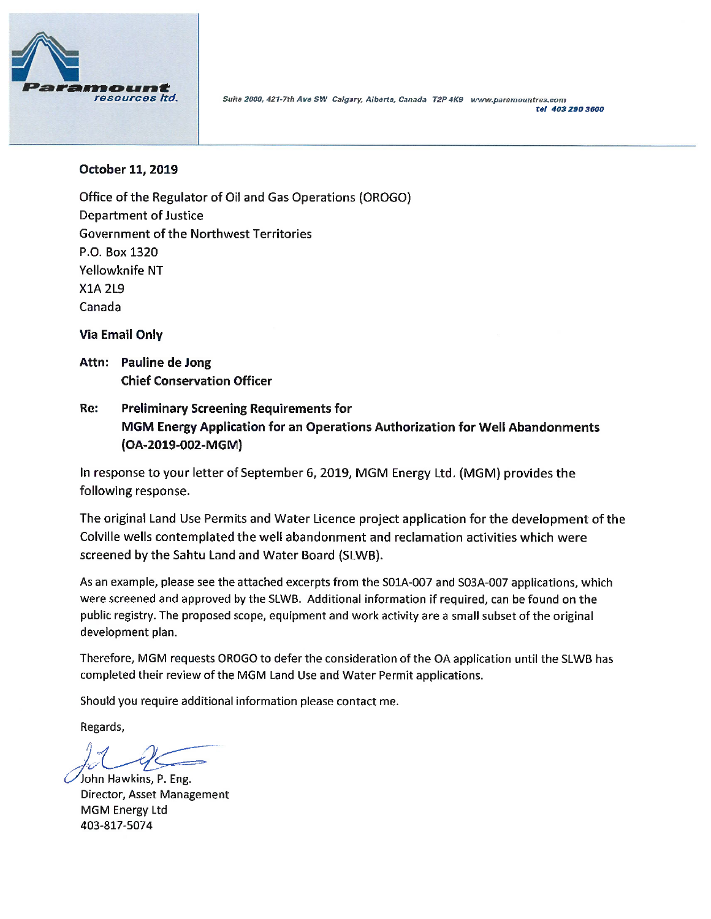Paramount resources ltd.

Suite 2800, 421-7th Ave SW Calgary, Alberta, Canada T2P 4K9 www.paramountres.com
tel 403 290 3600

**October 11, 2019**

Office of the Regulator of Oil and Gas Operations (OROGO)
Department of Justice
Government of the Northwest Territories
P.O. Box 1320
Yellowknife NT
X1A 2L9
Canada

**Via Email Only**

**Attn: Pauline de Jong**
**Chief Conservation Officer**

**Re: Preliminary Screening Requirements for MGM Energy Application for an Operations Authorization for Well Abandonments (OA-2019-002-MGM)**

In response to your letter of September 6, 2019, MGM Energy Ltd. (MGM) provides the following response.

The original Land Use Permits and Water Licence project application for the development of the Colville wells contemplated the well abandonment and reclamation activities which were screened by the Sahtu Land and Water Board (SLWB).

As an example, please see the attached excerpts from the S01A-007 and S03A-007 applications, which were screened and approved by the SLWB. Additional information if required, can be found on the public registry. The proposed scope, equipment and work activity are a small subset of the original development plan.

Therefore, MGM requests OROGO to defer the consideration of the OA application until the SLWB has completed their review of the MGM Land Use and Water Permit applications.

Should you require additional information please contact me.

Regards,

John Hawkins, P. Eng.
Director, Asset Management
MGM Energy Ltd
403-817-5074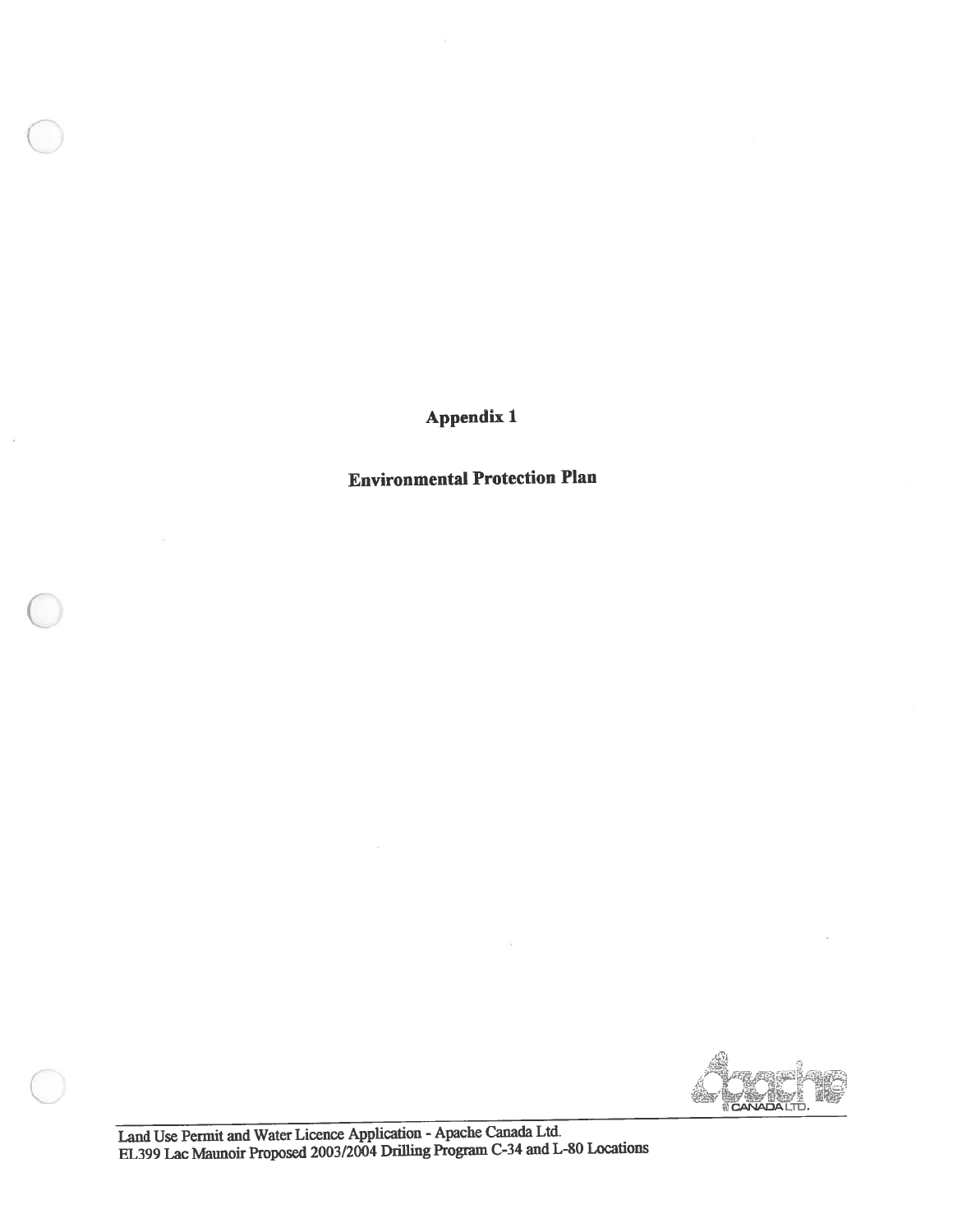# Appendix 1

## Environmental Protection Plan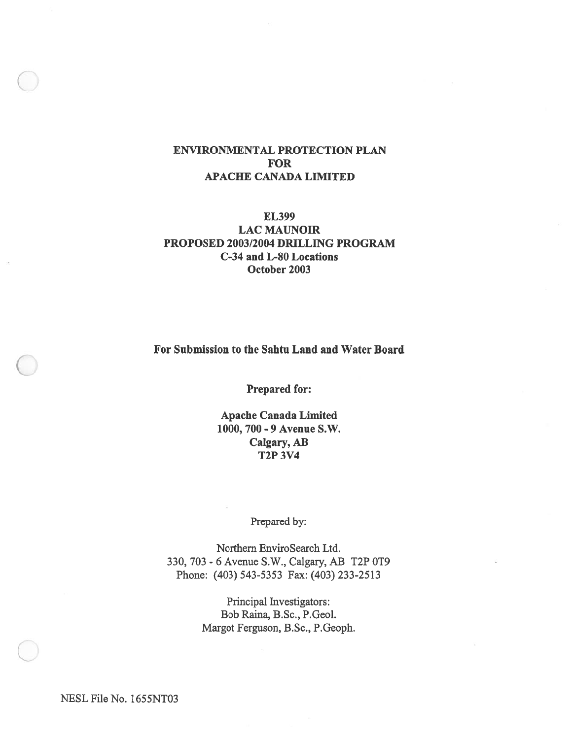# ENVIRONMENTAL PROTECTION PLAN FOR APACHE CANADA LIMITED

## EL399
## LAC MAUNOIR
## PROPOSED 2003/2004 DRILLING PROGRAM
## C-34 and L-80 Locations
## October 2003

**For Submission to the Sahtu Land and Water Board**

**Prepared for:**

**Apache Canada Limited**
**1000, 700 - 9 Avenue S.W.**
**Calgary, AB**
**T2P 3V4**

Prepared by:

Northern EnviroSearch Ltd.
330, 703 - 6 Avenue S.W., Calgary, AB T2P 0T9
Phone: (403) 543-5353 Fax: (403) 233-2513

Principal Investigators:
Bob Raina, B.Sc., P.Geol.
Margot Ferguson, B.Sc., P.Geoph.

NESL File No. 1655NT03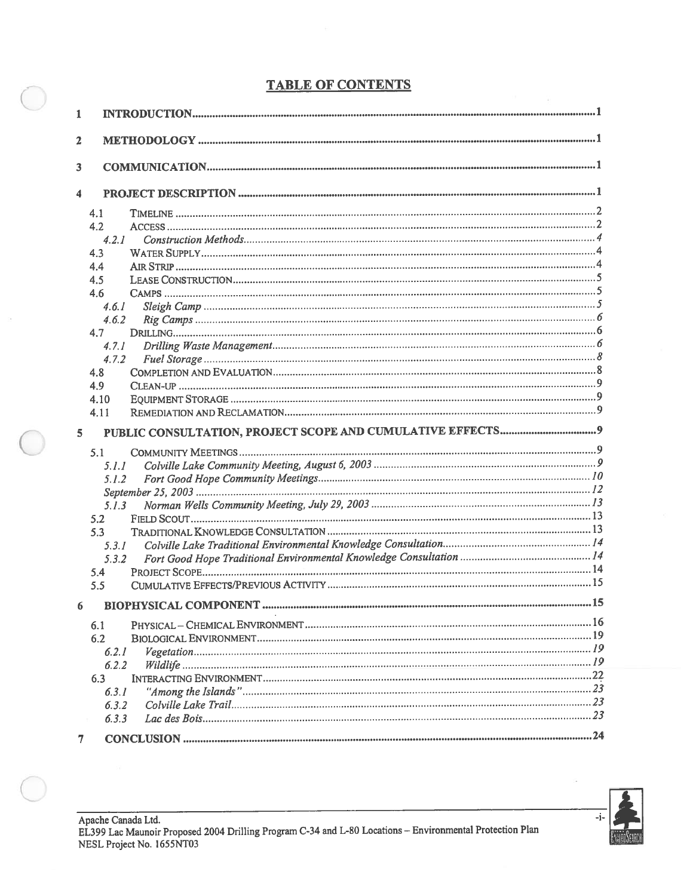# TABLE OF CONTENTS

**1 INTRODUCTION** .......... 1

**2 METHODOLOGY** .......... 1

**3 COMMUNICATION** .......... 1

**4 PROJECT DESCRIPTION** .......... 1

- 4.1 TIMELINE .......... 2
- 4.2 ACCESS .......... 2
  - *4.2.1 Construction Methods* .......... 4
- 4.3 WATER SUPPLY .......... 4
- 4.4 AIR STRIP .......... 4
- 4.5 LEASE CONSTRUCTION .......... 5
- 4.6 CAMPS .......... 5
  - *4.6.1 Sleigh Camp* .......... 5
  - *4.6.2 Rig Camps* .......... 6
- 4.7 DRILLING .......... 6
  - *4.7.1 Drilling Waste Management* .......... 6
  - *4.7.2 Fuel Storage* .......... 8
- 4.8 COMPLETION AND EVALUATION .......... 8
- 4.9 CLEAN-UP .......... 9
- 4.10 EQUIPMENT STORAGE .......... 9
- 4.11 REMEDIATION AND RECLAMATION .......... 9

**5 PUBLIC CONSULTATION, PROJECT SCOPE AND CUMULATIVE EFFECTS** .......... 9

- 5.1 COMMUNITY MEETINGS .......... 9
  - *5.1.1 Colville Lake Community Meeting, August 6, 2003* .......... 9
  - *5.1.2 Fort Good Hope Community Meetings* .......... 10
  - *September 25, 2003* .......... 12
  - *5.1.3 Norman Wells Community Meeting, July 29, 2003* .......... 13
- 5.2 FIELD SCOUT .......... 13
- 5.3 TRADITIONAL KNOWLEDGE CONSULTATION .......... 13
  - *5.3.1 Colville Lake Traditional Environmental Knowledge Consultation* .......... 14
  - *5.3.2 Fort Good Hope Traditional Environmental Knowledge Consultation* .......... 14
- 5.4 PROJECT SCOPE .......... 14
- 5.5 CUMULATIVE EFFECTS/PREVIOUS ACTIVITY .......... 15

**6 BIOPHYSICAL COMPONENT** .......... 15

- 6.1 PHYSICAL – CHEMICAL ENVIRONMENT .......... 16
- 6.2 BIOLOGICAL ENVIRONMENT .......... 19
  - *6.2.1 Vegetation* .......... 19
  - *6.2.2 Wildlife* .......... 19
- 6.3 INTERACTING ENVIRONMENT .......... 22
  - *6.3.1 "Among the Islands"* .......... 23
  - *6.3.2 Colville Lake Trail* .......... 23
  - *6.3.3 Lac des Bois* .......... 23

**7 CONCLUSION** .......... 24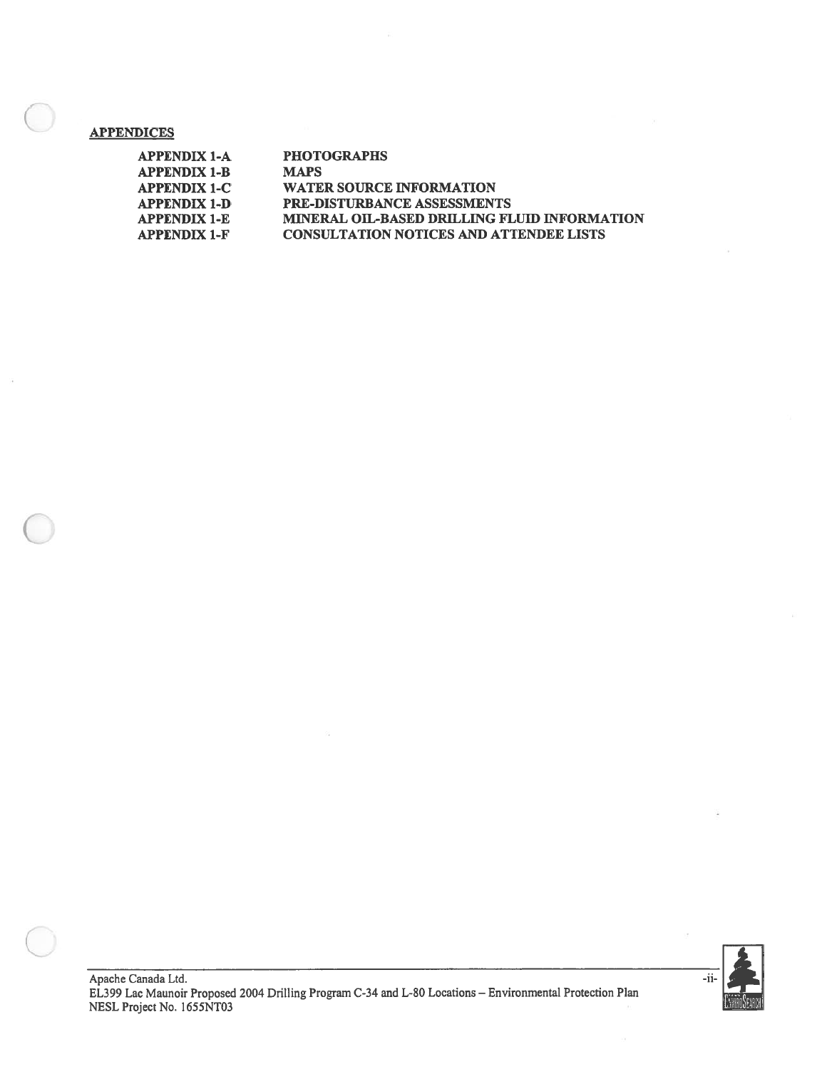## APPENDICES

| | |
|---|---|
| APPENDIX 1-A | PHOTOGRAPHS |
| APPENDIX 1-B | MAPS |
| APPENDIX 1-C | WATER SOURCE INFORMATION |
| APPENDIX 1-D | PRE-DISTURBANCE ASSESSMENTS |
| APPENDIX 1-E | MINERAL OIL-BASED DRILLING FLUID INFORMATION |
| APPENDIX 1-F | CONSULTATION NOTICES AND ATTENDEE LISTS |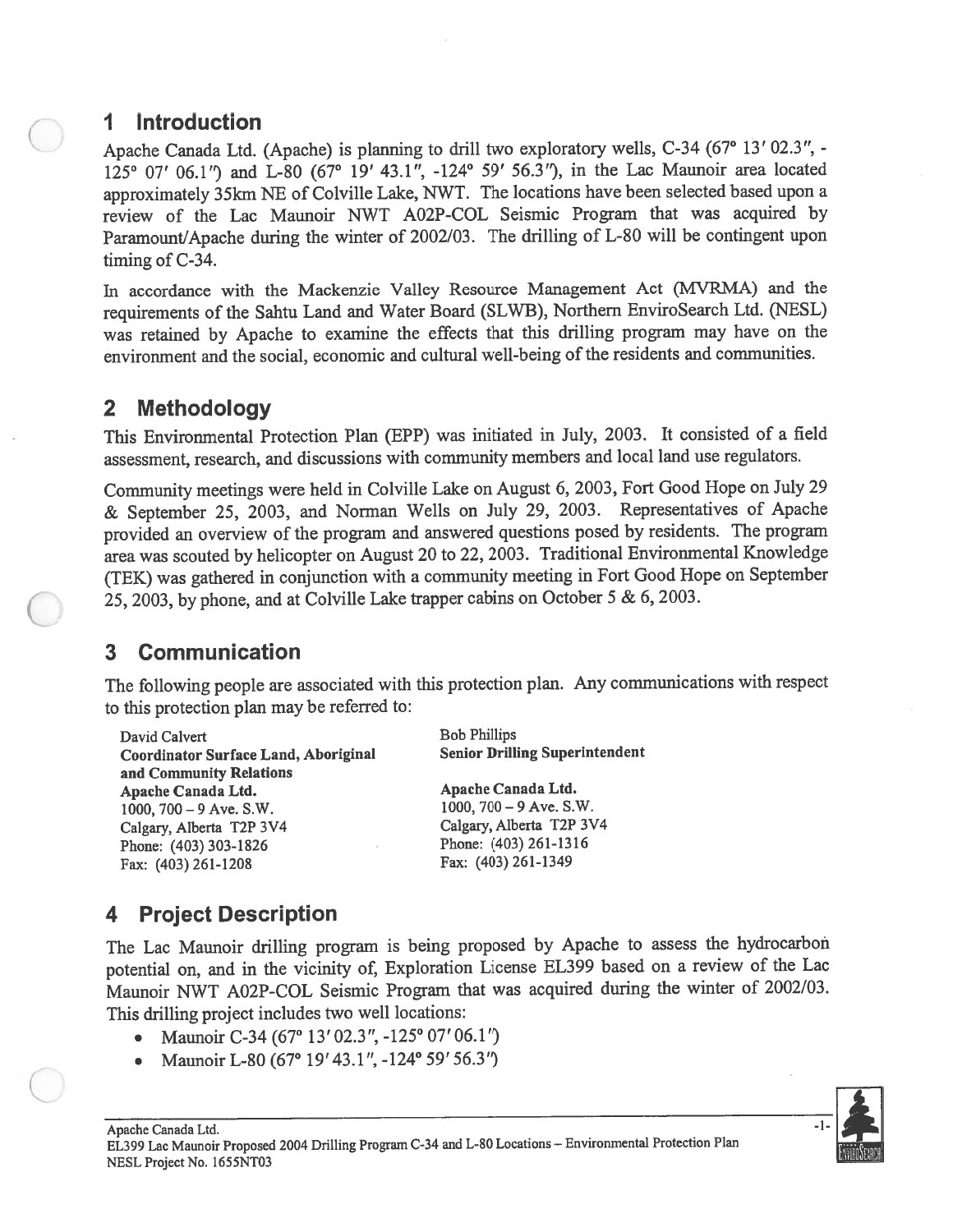## 1 Introduction

Apache Canada Ltd. (Apache) is planning to drill two exploratory wells, C-34 (67° 13′ 02.3″, -125° 07′ 06.1″) and L-80 (67° 19′ 43.1″, -124° 59′ 56.3″), in the Lac Maunoir area located approximately 35km NE of Colville Lake, NWT. The locations have been selected based upon a review of the Lac Maunoir NWT A02P-COL Seismic Program that was acquired by Paramount/Apache during the winter of 2002/03. The drilling of L-80 will be contingent upon timing of C-34.

In accordance with the Mackenzie Valley Resource Management Act (MVRMA) and the requirements of the Sahtu Land and Water Board (SLWB), Northern EnviroSearch Ltd. (NESL) was retained by Apache to examine the effects that this drilling program may have on the environment and the social, economic and cultural well-being of the residents and communities.

## 2 Methodology

This Environmental Protection Plan (EPP) was initiated in July, 2003. It consisted of a field assessment, research, and discussions with community members and local land use regulators.

Community meetings were held in Colville Lake on August 6, 2003, Fort Good Hope on July 29 & September 25, 2003, and Norman Wells on July 29, 2003. Representatives of Apache provided an overview of the program and answered questions posed by residents. The program area was scouted by helicopter on August 20 to 22, 2003. Traditional Environmental Knowledge (TEK) was gathered in conjunction with a community meeting in Fort Good Hope on September 25, 2003, by phone, and at Colville Lake trapper cabins on October 5 & 6, 2003.

## 3 Communication

The following people are associated with this protection plan. Any communications with respect to this protection plan may be referred to:

David Calvert
**Coordinator Surface Land, Aboriginal and Community Relations**
**Apache Canada Ltd.**
1000, 700 – 9 Ave. S.W.
Calgary, Alberta T2P 3V4
Phone: (403) 303-1826
Fax: (403) 261-1208

Bob Phillips
**Senior Drilling Superintendent**

**Apache Canada Ltd.**
1000, 700 – 9 Ave. S.W.
Calgary, Alberta T2P 3V4
Phone: (403) 261-1316
Fax: (403) 261-1349

## 4 Project Description

The Lac Maunoir drilling program is being proposed by Apache to assess the hydrocarbon potential on, and in the vicinity of, Exploration License EL399 based on a review of the Lac Maunoir NWT A02P-COL Seismic Program that was acquired during the winter of 2002/03. This drilling project includes two well locations:

- Maunoir C-34 (67° 13′ 02.3″, -125° 07′ 06.1″)
- Maunoir L-80 (67° 19′ 43.1″, -124° 59′ 56.3″)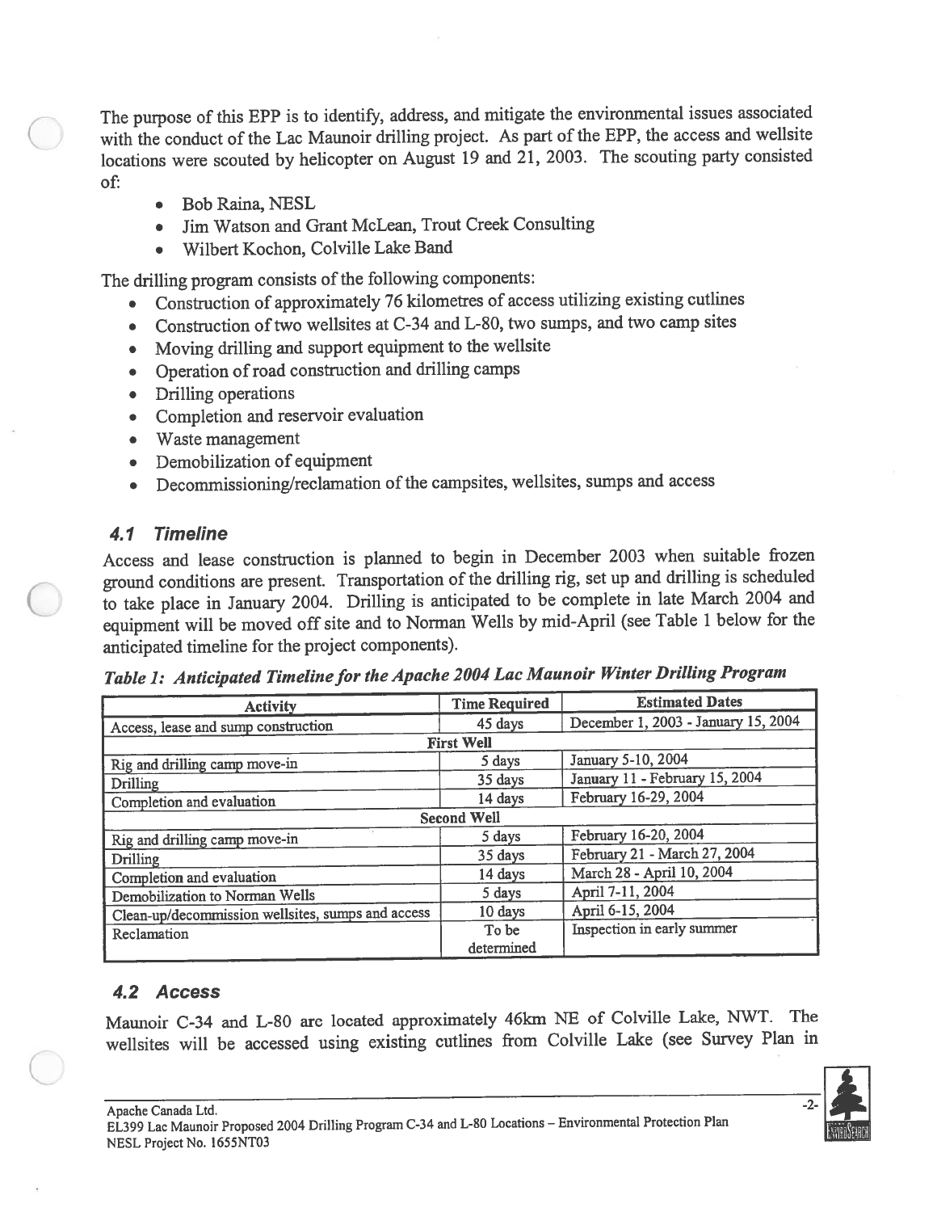The purpose of this EPP is to identify, address, and mitigate the environmental issues associated with the conduct of the Lac Maunoir drilling project. As part of the EPP, the access and wellsite locations were scouted by helicopter on August 19 and 21, 2003. The scouting party consisted of:

- Bob Raina, NESL
- Jim Watson and Grant McLean, Trout Creek Consulting
- Wilbert Kochon, Colville Lake Band

The drilling program consists of the following components:

- Construction of approximately 76 kilometres of access utilizing existing cutlines
- Construction of two wellsites at C-34 and L-80, two sumps, and two camp sites
- Moving drilling and support equipment to the wellsite
- Operation of road construction and drilling camps
- Drilling operations
- Completion and reservoir evaluation
- Waste management
- Demobilization of equipment
- Decommissioning/reclamation of the campsites, wellsites, sumps and access

## 4.1 Timeline

Access and lease construction is planned to begin in December 2003 when suitable frozen ground conditions are present. Transportation of the drilling rig, set up and drilling is scheduled to take place in January 2004. Drilling is anticipated to be complete in late March 2004 and equipment will be moved off site and to Norman Wells by mid-April (see Table 1 below for the anticipated timeline for the project components).

***Table 1: Anticipated Timeline for the Apache 2004 Lac Maunoir Winter Drilling Program***

| Activity | Time Required | Estimated Dates |
|---|---|---|
| Access, lease and sump construction | 45 days | December 1, 2003 - January 15, 2004 |
| **First Well** | | |
| Rig and drilling camp move-in | 5 days | January 5-10, 2004 |
| Drilling | 35 days | January 11 - February 15, 2004 |
| Completion and evaluation | 14 days | February 16-29, 2004 |
| **Second Well** | | |
| Rig and drilling camp move-in | 5 days | February 16-20, 2004 |
| Drilling | 35 days | February 21 - March 27, 2004 |
| Completion and evaluation | 14 days | March 28 - April 10, 2004 |
| Demobilization to Norman Wells | 5 days | April 7-11, 2004 |
| Clean-up/decommission wellsites, sumps and access | 10 days | April 6-15, 2004 |
| Reclamation | To be determined | Inspection in early summer |

## 4.2 Access

Maunoir C-34 and L-80 are located approximately 46km NE of Colville Lake, NWT. The wellsites will be accessed using existing cutlines from Colville Lake (see Survey Plan in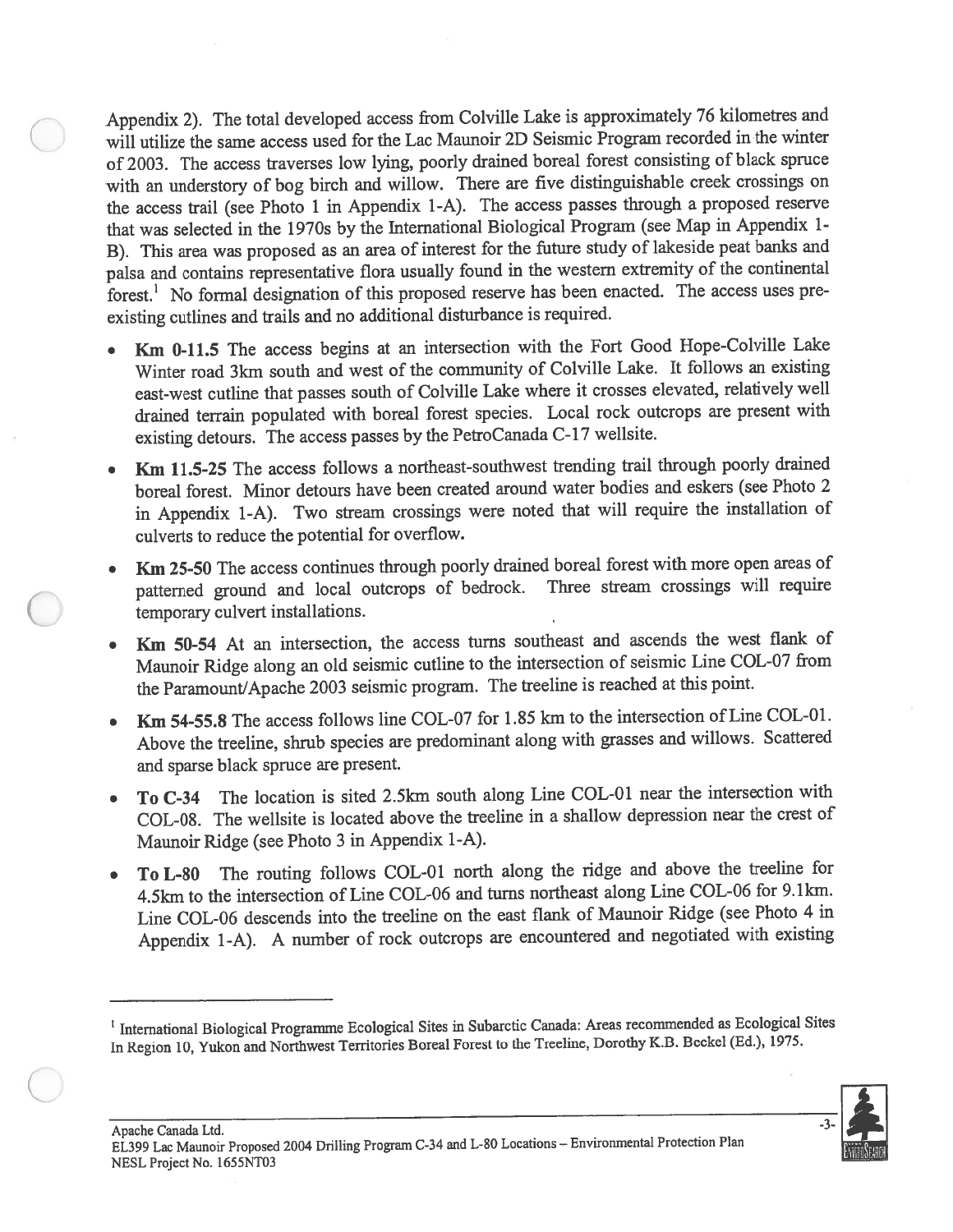Appendix 2). The total developed access from Colville Lake is approximately 76 kilometres and will utilize the same access used for the Lac Maunoir 2D Seismic Program recorded in the winter of 2003. The access traverses low lying, poorly drained boreal forest consisting of black spruce with an understory of bog birch and willow. There are five distinguishable creek crossings on the access trail (see Photo 1 in Appendix 1-A). The access passes through a proposed reserve that was selected in the 1970s by the International Biological Program (see Map in Appendix 1-B). This area was proposed as an area of interest for the future study of lakeside peat banks and palsa and contains representative flora usually found in the western extremity of the continental forest.[1] No formal designation of this proposed reserve has been enacted. The access uses pre-existing cutlines and trails and no additional disturbance is required.

- **Km 0-11.5** The access begins at an intersection with the Fort Good Hope-Colville Lake Winter road 3km south and west of the community of Colville Lake. It follows an existing east-west cutline that passes south of Colville Lake where it crosses elevated, relatively well drained terrain populated with boreal forest species. Local rock outcrops are present with existing detours. The access passes by the PetroCanada C-17 wellsite.
- **Km 11.5-25** The access follows a northeast-southwest trending trail through poorly drained boreal forest. Minor detours have been created around water bodies and eskers (see Photo 2 in Appendix 1-A). Two stream crossings were noted that will require the installation of culverts to reduce the potential for overflow.
- **Km 25-50** The access continues through poorly drained boreal forest with more open areas of patterned ground and local outcrops of bedrock. Three stream crossings will require temporary culvert installations.
- **Km 50-54** At an intersection, the access turns southeast and ascends the west flank of Maunoir Ridge along an old seismic cutline to the intersection of seismic Line COL-07 from the Paramount/Apache 2003 seismic program. The treeline is reached at this point.
- **Km 54-55.8** The access follows line COL-07 for 1.85 km to the intersection of Line COL-01. Above the treeline, shrub species are predominant along with grasses and willows. Scattered and sparse black spruce are present.
- **To C-34** The location is sited 2.5km south along Line COL-01 near the intersection with COL-08. The wellsite is located above the treeline in a shallow depression near the crest of Maunoir Ridge (see Photo 3 in Appendix 1-A).
- **To L-80** The routing follows COL-01 north along the ridge and above the treeline for 4.5km to the intersection of Line COL-06 and turns northeast along Line COL-06 for 9.1km. Line COL-06 descends into the treeline on the east flank of Maunoir Ridge (see Photo 4 in Appendix 1-A). A number of rock outcrops are encountered and negotiated with existing

---

[1] International Biological Programme Ecological Sites in Subarctic Canada: Areas recommended as Ecological Sites In Region 10, Yukon and Northwest Territories Boreal Forest to the Treeline, Dorothy K.B. Beckel (Ed.), 1975.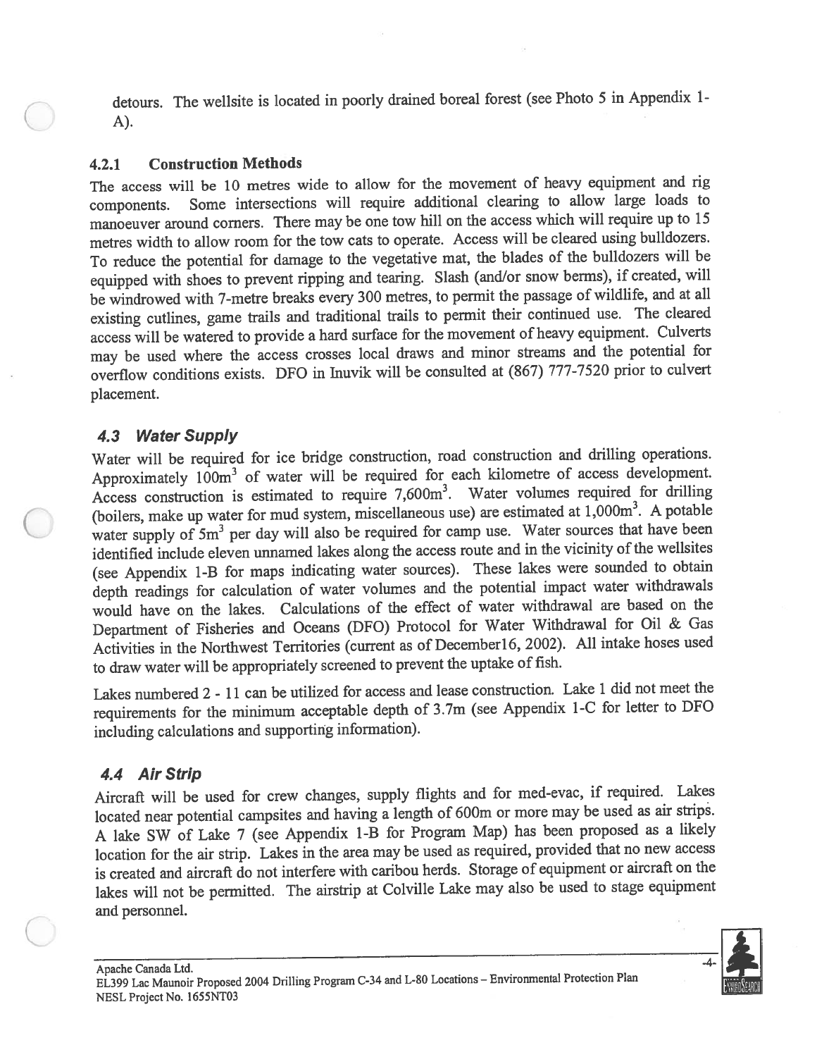detours. The wellsite is located in poorly drained boreal forest (see Photo 5 in Appendix 1-A).

### 4.2.1 Construction Methods

The access will be 10 metres wide to allow for the movement of heavy equipment and rig components. Some intersections will require additional clearing to allow large loads to manoeuver around corners. There may be one tow hill on the access which will require up to 15 metres width to allow room for the tow cats to operate. Access will be cleared using bulldozers. To reduce the potential for damage to the vegetative mat, the blades of the bulldozers will be equipped with shoes to prevent ripping and tearing. Slash (and/or snow berms), if created, will be windrowed with 7-metre breaks every 300 metres, to permit the passage of wildlife, and at all existing cutlines, game trails and traditional trails to permit their continued use. The cleared access will be watered to provide a hard surface for the movement of heavy equipment. Culverts may be used where the access crosses local draws and minor streams and the potential for overflow conditions exists. DFO in Inuvik will be consulted at (867) 777-7520 prior to culvert placement.

## *4.3 Water Supply*

Water will be required for ice bridge construction, road construction and drilling operations. Approximately $100m^3$ of water will be required for each kilometre of access development. Access construction is estimated to require $7{,}600m^3$. Water volumes required for drilling (boilers, make up water for mud system, miscellaneous use) are estimated at $1{,}000m^3$. A potable water supply of $5m^3$ per day will also be required for camp use. Water sources that have been identified include eleven unnamed lakes along the access route and in the vicinity of the wellsites (see Appendix 1-B for maps indicating water sources). These lakes were sounded to obtain depth readings for calculation of water volumes and the potential impact water withdrawals would have on the lakes. Calculations of the effect of water withdrawal are based on the Department of Fisheries and Oceans (DFO) Protocol for Water Withdrawal for Oil & Gas Activities in the Northwest Territories (current as of December16, 2002). All intake hoses used to draw water will be appropriately screened to prevent the uptake of fish.

Lakes numbered 2 - 11 can be utilized for access and lease construction. Lake 1 did not meet the requirements for the minimum acceptable depth of 3.7m (see Appendix 1-C for letter to DFO including calculations and supporting information).

## *4.4 Air Strip*

Aircraft will be used for crew changes, supply flights and for med-evac, if required. Lakes located near potential campsites and having a length of 600m or more may be used as air strips. A lake SW of Lake 7 (see Appendix 1-B for Program Map) has been proposed as a likely location for the air strip. Lakes in the area may be used as required, provided that no new access is created and aircraft do not interfere with caribou herds. Storage of equipment or aircraft on the lakes will not be permitted. The airstrip at Colville Lake may also be used to stage equipment and personnel.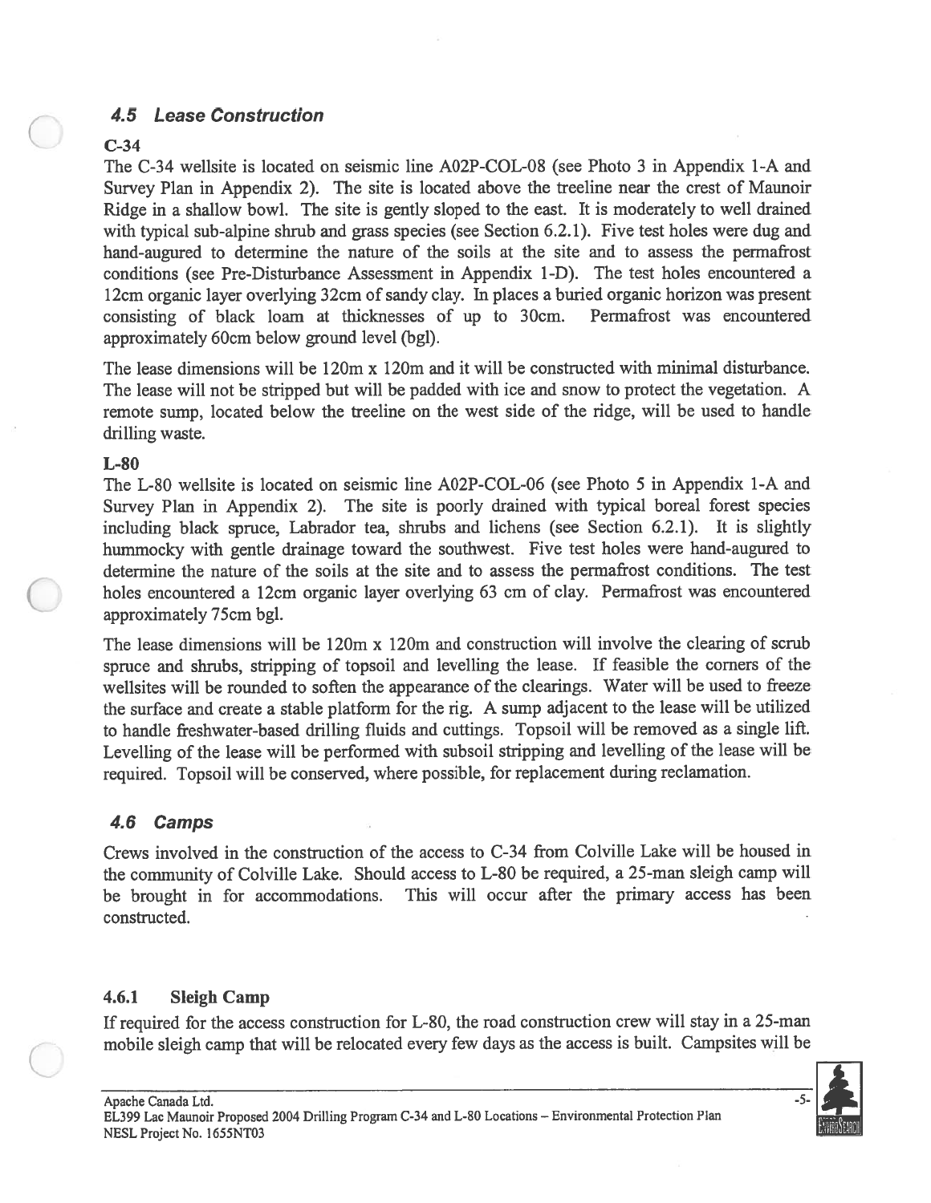## *4.5 Lease Construction*

**C-34**

The C-34 wellsite is located on seismic line A02P-COL-08 (see Photo 3 in Appendix 1-A and Survey Plan in Appendix 2). The site is located above the treeline near the crest of Maunoir Ridge in a shallow bowl. The site is gently sloped to the east. It is moderately to well drained with typical sub-alpine shrub and grass species (see Section 6.2.1). Five test holes were dug and hand-augured to determine the nature of the soils at the site and to assess the permafrost conditions (see Pre-Disturbance Assessment in Appendix 1-D). The test holes encountered a 12cm organic layer overlying 32cm of sandy clay. In places a buried organic horizon was present consisting of black loam at thicknesses of up to 30cm. Permafrost was encountered approximately 60cm below ground level (bgl).

The lease dimensions will be 120m x 120m and it will be constructed with minimal disturbance. The lease will not be stripped but will be padded with ice and snow to protect the vegetation. A remote sump, located below the treeline on the west side of the ridge, will be used to handle drilling waste.

**L-80**

The L-80 wellsite is located on seismic line A02P-COL-06 (see Photo 5 in Appendix 1-A and Survey Plan in Appendix 2). The site is poorly drained with typical boreal forest species including black spruce, Labrador tea, shrubs and lichens (see Section 6.2.1). It is slightly hummocky with gentle drainage toward the southwest. Five test holes were hand-augured to determine the nature of the soils at the site and to assess the permafrost conditions. The test holes encountered a 12cm organic layer overlying 63 cm of clay. Permafrost was encountered approximately 75cm bgl.

The lease dimensions will be 120m x 120m and construction will involve the clearing of scrub spruce and shrubs, stripping of topsoil and levelling the lease. If feasible the corners of the wellsites will be rounded to soften the appearance of the clearings. Water will be used to freeze the surface and create a stable platform for the rig. A sump adjacent to the lease will be utilized to handle freshwater-based drilling fluids and cuttings. Topsoil will be removed as a single lift. Levelling of the lease will be performed with subsoil stripping and levelling of the lease will be required. Topsoil will be conserved, where possible, for replacement during reclamation.

## *4.6 Camps*

Crews involved in the construction of the access to C-34 from Colville Lake will be housed in the community of Colville Lake. Should access to L-80 be required, a 25-man sleigh camp will be brought in for accommodations. This will occur after the primary access has been constructed.

### 4.6.1 Sleigh Camp

If required for the access construction for L-80, the road construction crew will stay in a 25-man mobile sleigh camp that will be relocated every few days as the access is built. Campsites will be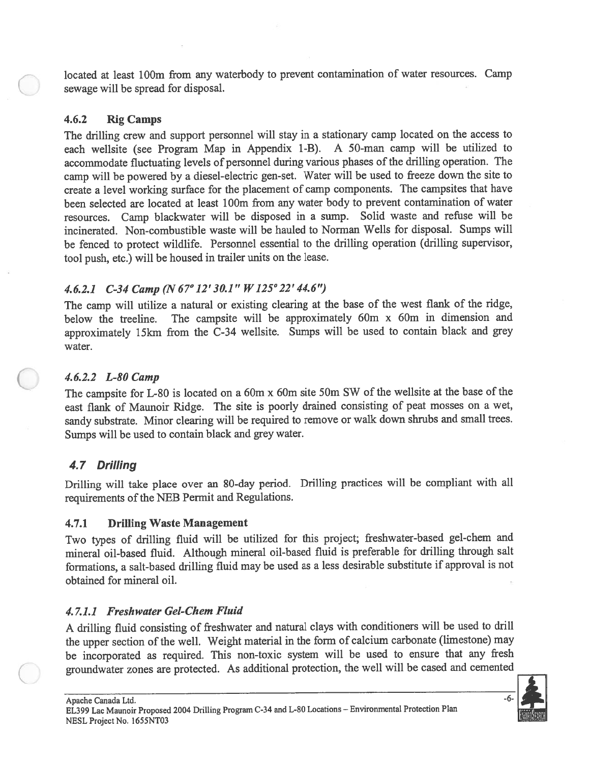located at least 100m from any waterbody to prevent contamination of water resources. Camp sewage will be spread for disposal.

### 4.6.2 Rig Camps

The drilling crew and support personnel will stay in a stationary camp located on the access to each wellsite (see Program Map in Appendix 1-B). A 50-man camp will be utilized to accommodate fluctuating levels of personnel during various phases of the drilling operation. The camp will be powered by a diesel-electric gen-set. Water will be used to freeze down the site to create a level working surface for the placement of camp components. The campsites that have been selected are located at least 100m from any water body to prevent contamination of water resources. Camp blackwater will be disposed in a sump. Solid waste and refuse will be incinerated. Non-combustible waste will be hauled to Norman Wells for disposal. Sumps will be fenced to protect wildlife. Personnel essential to the drilling operation (drilling supervisor, tool push, etc.) will be housed in trailer units on the lease.

#### *4.6.2.1 C-34 Camp (N 67° 12' 30.1" W 125° 22' 44.6")*

The camp will utilize a natural or existing clearing at the base of the west flank of the ridge, below the treeline. The campsite will be approximately 60m x 60m in dimension and approximately 15km from the C-34 wellsite. Sumps will be used to contain black and grey water.

#### *4.6.2.2 L-80 Camp*

The campsite for L-80 is located on a 60m x 60m site 50m SW of the wellsite at the base of the east flank of Maunoir Ridge. The site is poorly drained consisting of peat mosses on a wet, sandy substrate. Minor clearing will be required to remove or walk down shrubs and small trees. Sumps will be used to contain black and grey water.

## *4.7 Drilling*

Drilling will take place over an 80-day period. Drilling practices will be compliant with all requirements of the NEB Permit and Regulations.

### 4.7.1 Drilling Waste Management

Two types of drilling fluid will be utilized for this project; freshwater-based gel-chem and mineral oil-based fluid. Although mineral oil-based fluid is preferable for drilling through salt formations, a salt-based drilling fluid may be used as a less desirable substitute if approval is not obtained for mineral oil.

#### *4.7.1.1 Freshwater Gel-Chem Fluid*

A drilling fluid consisting of freshwater and natural clays with conditioners will be used to drill the upper section of the well. Weight material in the form of calcium carbonate (limestone) may be incorporated as required. This non-toxic system will be used to ensure that any fresh groundwater zones are protected. As additional protection, the well will be cased and cemented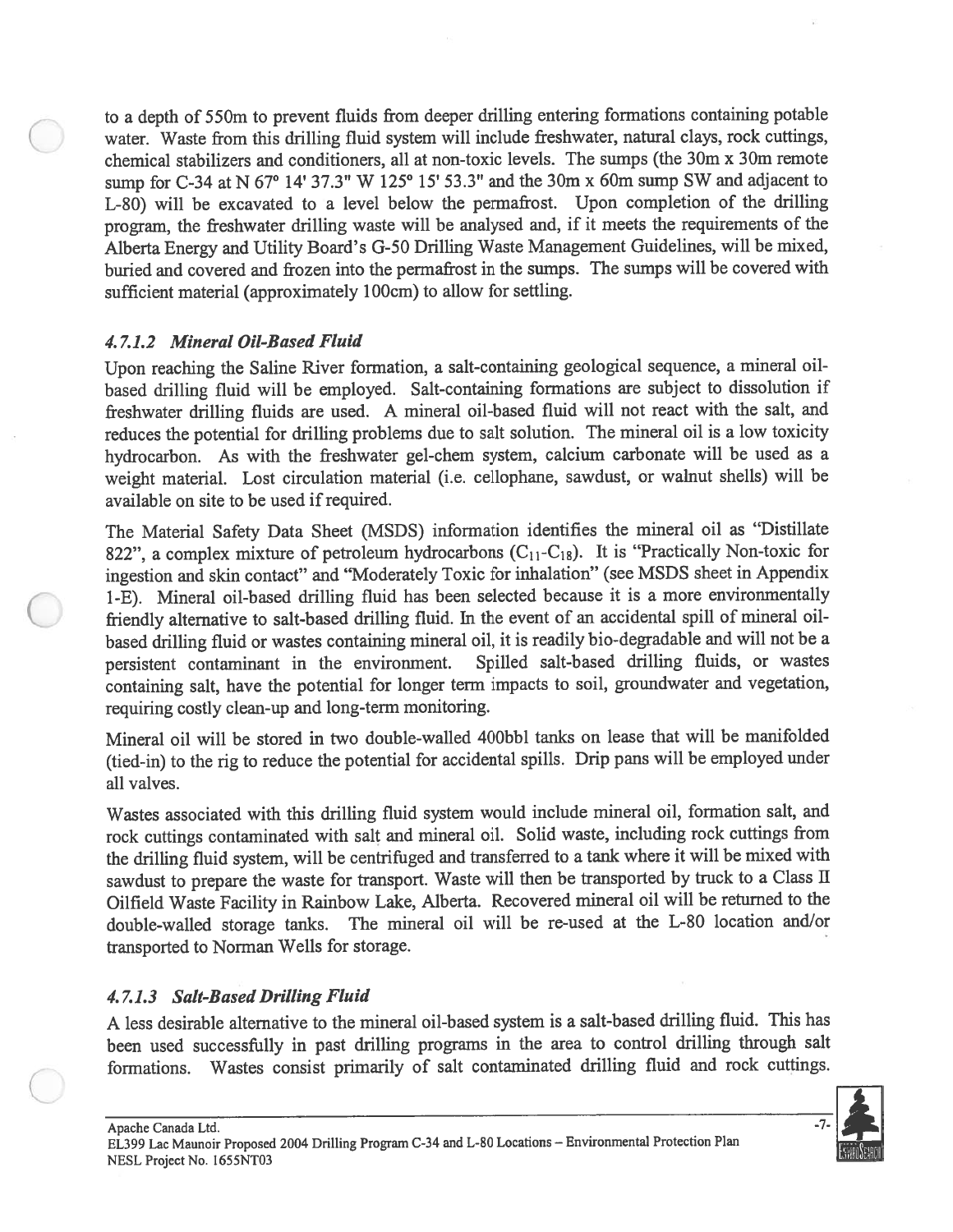to a depth of 550m to prevent fluids from deeper drilling entering formations containing potable water. Waste from this drilling fluid system will include freshwater, natural clays, rock cuttings, chemical stabilizers and conditioners, all at non-toxic levels. The sumps (the 30m x 30m remote sump for C-34 at N 67° 14' 37.3" W 125° 15' 53.3" and the 30m x 60m sump SW and adjacent to L-80) will be excavated to a level below the permafrost. Upon completion of the drilling program, the freshwater drilling waste will be analysed and, if it meets the requirements of the Alberta Energy and Utility Board's G-50 Drilling Waste Management Guidelines, will be mixed, buried and covered and frozen into the permafrost in the sumps. The sumps will be covered with sufficient material (approximately 100cm) to allow for settling.

#### *4.7.1.2 Mineral Oil-Based Fluid*

Upon reaching the Saline River formation, a salt-containing geological sequence, a mineral oil-based drilling fluid will be employed. Salt-containing formations are subject to dissolution if freshwater drilling fluids are used. A mineral oil-based fluid will not react with the salt, and reduces the potential for drilling problems due to salt solution. The mineral oil is a low toxicity hydrocarbon. As with the freshwater gel-chem system, calcium carbonate will be used as a weight material. Lost circulation material (i.e. cellophane, sawdust, or walnut shells) will be available on site to be used if required.

The Material Safety Data Sheet (MSDS) information identifies the mineral oil as "Distillate 822", a complex mixture of petroleum hydrocarbons ($C_{11}$-$C_{18}$). It is "Practically Non-toxic for ingestion and skin contact" and "Moderately Toxic for inhalation" (see MSDS sheet in Appendix 1-E). Mineral oil-based drilling fluid has been selected because it is a more environmentally friendly alternative to salt-based drilling fluid. In the event of an accidental spill of mineral oil-based drilling fluid or wastes containing mineral oil, it is readily bio-degradable and will not be a persistent contaminant in the environment. Spilled salt-based drilling fluids, or wastes containing salt, have the potential for longer term impacts to soil, groundwater and vegetation, requiring costly clean-up and long-term monitoring.

Mineral oil will be stored in two double-walled 400bbl tanks on lease that will be manifolded (tied-in) to the rig to reduce the potential for accidental spills. Drip pans will be employed under all valves.

Wastes associated with this drilling fluid system would include mineral oil, formation salt, and rock cuttings contaminated with salt and mineral oil. Solid waste, including rock cuttings from the drilling fluid system, will be centrifuged and transferred to a tank where it will be mixed with sawdust to prepare the waste for transport. Waste will then be transported by truck to a Class II Oilfield Waste Facility in Rainbow Lake, Alberta. Recovered mineral oil will be returned to the double-walled storage tanks. The mineral oil will be re-used at the L-80 location and/or transported to Norman Wells for storage.

#### *4.7.1.3 Salt-Based Drilling Fluid*

A less desirable alternative to the mineral oil-based system is a salt-based drilling fluid. This has been used successfully in past drilling programs in the area to control drilling through salt formations. Wastes consist primarily of salt contaminated drilling fluid and rock cuttings.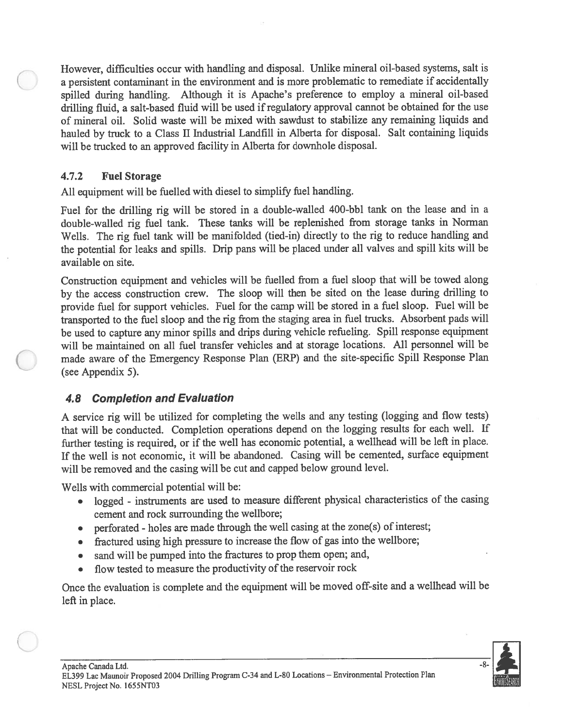However, difficulties occur with handling and disposal. Unlike mineral oil-based systems, salt is a persistent contaminant in the environment and is more problematic to remediate if accidentally spilled during handling. Although it is Apache's preference to employ a mineral oil-based drilling fluid, a salt-based fluid will be used if regulatory approval cannot be obtained for the use of mineral oil. Solid waste will be mixed with sawdust to stabilize any remaining liquids and hauled by truck to a Class II Industrial Landfill in Alberta for disposal. Salt containing liquids will be trucked to an approved facility in Alberta for downhole disposal.

### 4.7.2 Fuel Storage

All equipment will be fuelled with diesel to simplify fuel handling.

Fuel for the drilling rig will be stored in a double-walled 400-bbl tank on the lease and in a double-walled rig fuel tank. These tanks will be replenished from storage tanks in Norman Wells. The rig fuel tank will be manifolded (tied-in) directly to the rig to reduce handling and the potential for leaks and spills. Drip pans will be placed under all valves and spill kits will be available on site.

Construction equipment and vehicles will be fuelled from a fuel sloop that will be towed along by the access construction crew. The sloop will then be sited on the lease during drilling to provide fuel for support vehicles. Fuel for the camp will be stored in a fuel sloop. Fuel will be transported to the fuel sloop and the rig from the staging area in fuel trucks. Absorbent pads will be used to capture any minor spills and drips during vehicle refueling. Spill response equipment will be maintained on all fuel transfer vehicles and at storage locations. All personnel will be made aware of the Emergency Response Plan (ERP) and the site-specific Spill Response Plan (see Appendix 5).

## 4.8 Completion and Evaluation

A service rig will be utilized for completing the wells and any testing (logging and flow tests) that will be conducted. Completion operations depend on the logging results for each well. If further testing is required, or if the well has economic potential, a wellhead will be left in place. If the well is not economic, it will be abandoned. Casing will be cemented, surface equipment will be removed and the casing will be cut and capped below ground level.

Wells with commercial potential will be:

- logged - instruments are used to measure different physical characteristics of the casing cement and rock surrounding the wellbore;
- perforated - holes are made through the well casing at the zone(s) of interest;
- fractured using high pressure to increase the flow of gas into the wellbore;
- sand will be pumped into the fractures to prop them open; and,
- flow tested to measure the productivity of the reservoir rock

Once the evaluation is complete and the equipment will be moved off-site and a wellhead will be left in place.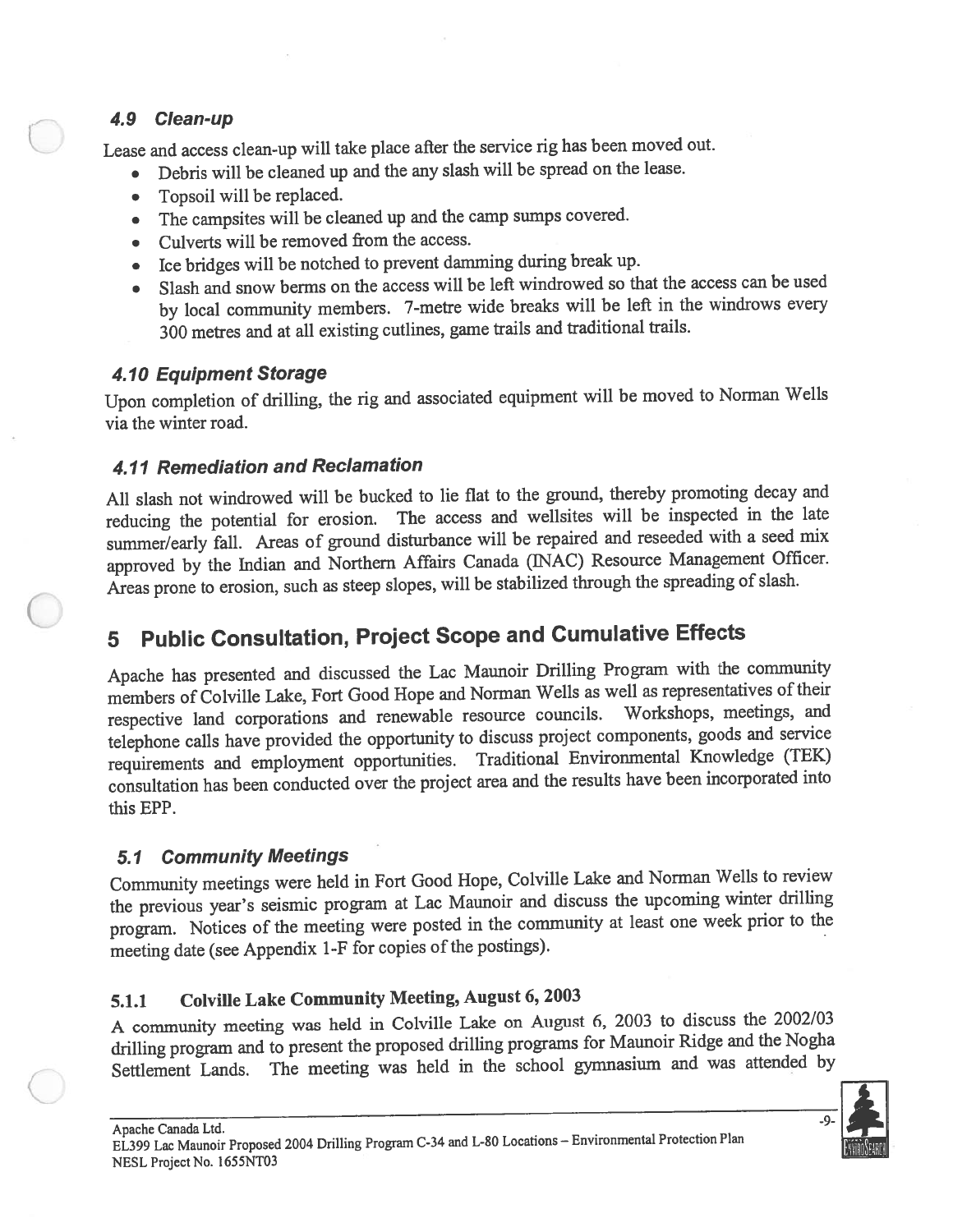### *4.9 Clean-up*

Lease and access clean-up will take place after the service rig has been moved out.

- Debris will be cleaned up and the any slash will be spread on the lease.
- Topsoil will be replaced.
- The campsites will be cleaned up and the camp sumps covered.
- Culverts will be removed from the access.
- Ice bridges will be notched to prevent damming during break up.
- Slash and snow berms on the access will be left windrowed so that the access can be used by local community members. 7-metre wide breaks will be left in the windrows every 300 metres and at all existing cutlines, game trails and traditional trails.

### *4.10 Equipment Storage*

Upon completion of drilling, the rig and associated equipment will be moved to Norman Wells via the winter road.

### *4.11 Remediation and Reclamation*

All slash not windrowed will be bucked to lie flat to the ground, thereby promoting decay and reducing the potential for erosion. The access and wellsites will be inspected in the late summer/early fall. Areas of ground disturbance will be repaired and reseeded with a seed mix approved by the Indian and Northern Affairs Canada (INAC) Resource Management Officer. Areas prone to erosion, such as steep slopes, will be stabilized through the spreading of slash.

## 5 Public Consultation, Project Scope and Cumulative Effects

Apache has presented and discussed the Lac Maunoir Drilling Program with the community members of Colville Lake, Fort Good Hope and Norman Wells as well as representatives of their respective land corporations and renewable resource councils. Workshops, meetings, and telephone calls have provided the opportunity to discuss project components, goods and service requirements and employment opportunities. Traditional Environmental Knowledge (TEK) consultation has been conducted over the project area and the results have been incorporated into this EPP.

### *5.1 Community Meetings*

Community meetings were held in Fort Good Hope, Colville Lake and Norman Wells to review the previous year's seismic program at Lac Maunoir and discuss the upcoming winter drilling program. Notices of the meeting were posted in the community at least one week prior to the meeting date (see Appendix 1-F for copies of the postings).

#### 5.1.1 Colville Lake Community Meeting, August 6, 2003

A community meeting was held in Colville Lake on August 6, 2003 to discuss the 2002/03 drilling program and to present the proposed drilling programs for Maunoir Ridge and the Nogha Settlement Lands. The meeting was held in the school gymnasium and was attended by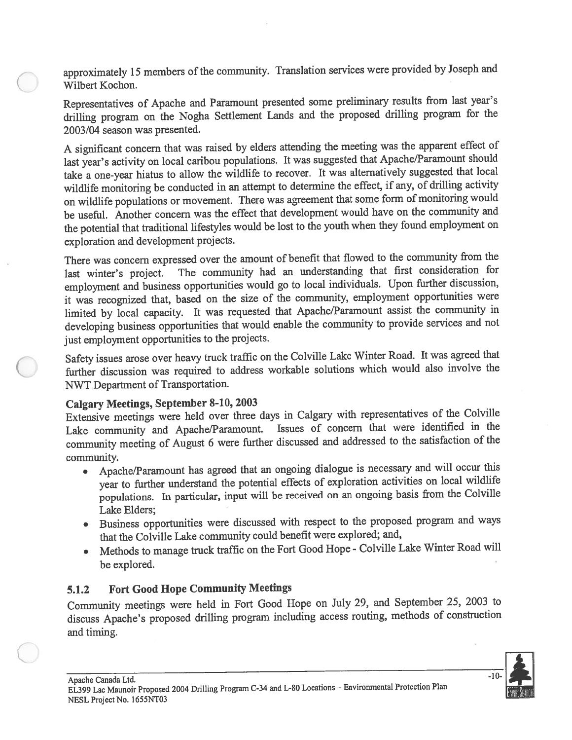approximately 15 members of the community. Translation services were provided by Joseph and Wilbert Kochon.

Representatives of Apache and Paramount presented some preliminary results from last year's drilling program on the Nogha Settlement Lands and the proposed drilling program for the 2003/04 season was presented.

A significant concern that was raised by elders attending the meeting was the apparent effect of last year's activity on local caribou populations. It was suggested that Apache/Paramount should take a one-year hiatus to allow the wildlife to recover. It was alternatively suggested that local wildlife monitoring be conducted in an attempt to determine the effect, if any, of drilling activity on wildlife populations or movement. There was agreement that some form of monitoring would be useful. Another concern was the effect that development would have on the community and the potential that traditional lifestyles would be lost to the youth when they found employment on exploration and development projects.

There was concern expressed over the amount of benefit that flowed to the community from the last winter's project. The community had an understanding that first consideration for employment and business opportunities would go to local individuals. Upon further discussion, it was recognized that, based on the size of the community, employment opportunities were limited by local capacity. It was requested that Apache/Paramount assist the community in developing business opportunities that would enable the community to provide services and not just employment opportunities to the projects.

Safety issues arose over heavy truck traffic on the Colville Lake Winter Road. It was agreed that further discussion was required to address workable solutions which would also involve the NWT Department of Transportation.

**Calgary Meetings, September 8-10, 2003**

Extensive meetings were held over three days in Calgary with representatives of the Colville Lake community and Apache/Paramount. Issues of concern that were identified in the community meeting of August 6 were further discussed and addressed to the satisfaction of the community.

- Apache/Paramount has agreed that an ongoing dialogue is necessary and will occur this year to further understand the potential effects of exploration activities on local wildlife populations. In particular, input will be received on an ongoing basis from the Colville Lake Elders;
- Business opportunities were discussed with respect to the proposed program and ways that the Colville Lake community could benefit were explored; and,
- Methods to manage truck traffic on the Fort Good Hope - Colville Lake Winter Road will be explored.

### 5.1.2 Fort Good Hope Community Meetings

Community meetings were held in Fort Good Hope on July 29, and September 25, 2003 to discuss Apache's proposed drilling program including access routing, methods of construction and timing.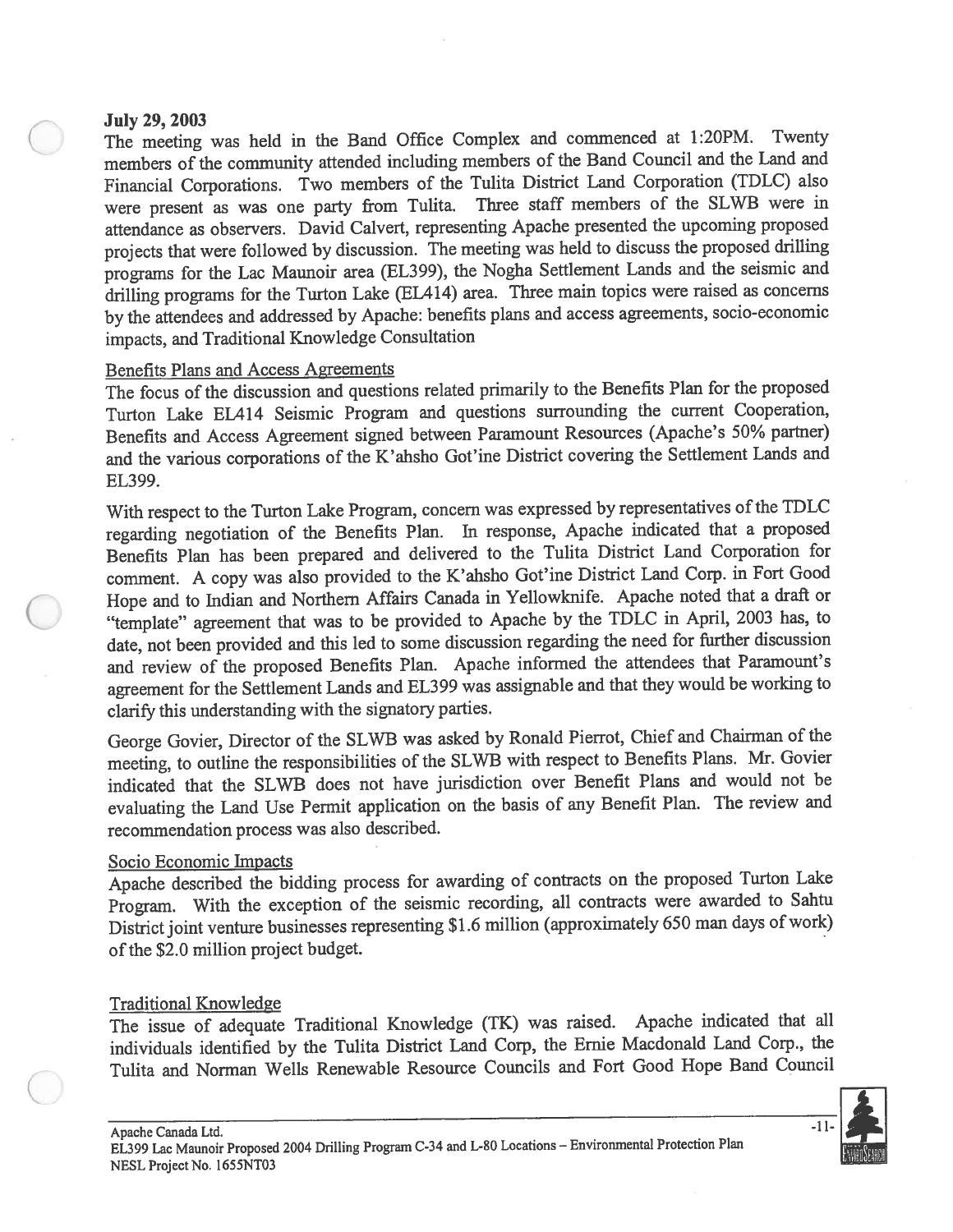**July 29, 2003**

The meeting was held in the Band Office Complex and commenced at 1:20PM. Twenty members of the community attended including members of the Band Council and the Land and Financial Corporations. Two members of the Tulita District Land Corporation (TDLC) also were present as was one party from Tulita. Three staff members of the SLWB were in attendance as observers. David Calvert, representing Apache presented the upcoming proposed projects that were followed by discussion. The meeting was held to discuss the proposed drilling programs for the Lac Maunoir area (EL399), the Nogha Settlement Lands and the seismic and drilling programs for the Turton Lake (EL414) area. Three main topics were raised as concerns by the attendees and addressed by Apache: benefits plans and access agreements, socio-economic impacts, and Traditional Knowledge Consultation

Benefits Plans and Access Agreements

The focus of the discussion and questions related primarily to the Benefits Plan for the proposed Turton Lake EL414 Seismic Program and questions surrounding the current Cooperation, Benefits and Access Agreement signed between Paramount Resources (Apache's 50% partner) and the various corporations of the K'ahsho Got'ine District covering the Settlement Lands and EL399.

With respect to the Turton Lake Program, concern was expressed by representatives of the TDLC regarding negotiation of the Benefits Plan. In response, Apache indicated that a proposed Benefits Plan has been prepared and delivered to the Tulita District Land Corporation for comment. A copy was also provided to the K'ahsho Got'ine District Land Corp. in Fort Good Hope and to Indian and Northern Affairs Canada in Yellowknife. Apache noted that a draft or "template" agreement that was to be provided to Apache by the TDLC in April, 2003 has, to date, not been provided and this led to some discussion regarding the need for further discussion and review of the proposed Benefits Plan. Apache informed the attendees that Paramount's agreement for the Settlement Lands and EL399 was assignable and that they would be working to clarify this understanding with the signatory parties.

George Govier, Director of the SLWB was asked by Ronald Pierrot, Chief and Chairman of the meeting, to outline the responsibilities of the SLWB with respect to Benefits Plans. Mr. Govier indicated that the SLWB does not have jurisdiction over Benefit Plans and would not be evaluating the Land Use Permit application on the basis of any Benefit Plan. The review and recommendation process was also described.

Socio Economic Impacts

Apache described the bidding process for awarding of contracts on the proposed Turton Lake Program. With the exception of the seismic recording, all contracts were awarded to Sahtu District joint venture businesses representing $1.6 million (approximately 650 man days of work) of the $2.0 million project budget.

Traditional Knowledge

The issue of adequate Traditional Knowledge (TK) was raised. Apache indicated that all individuals identified by the Tulita District Land Corp, the Ernie Macdonald Land Corp., the Tulita and Norman Wells Renewable Resource Councils and Fort Good Hope Band Council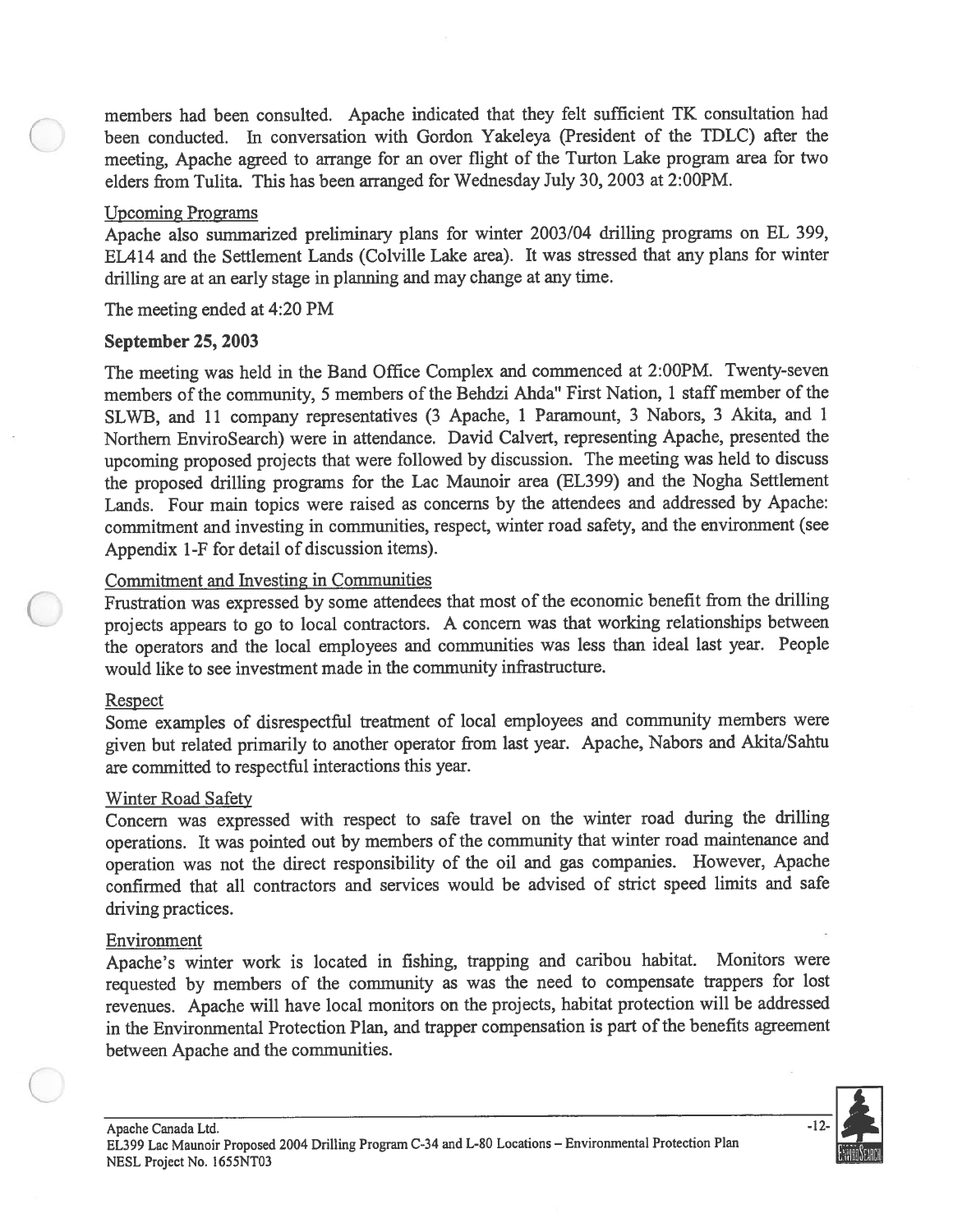members had been consulted. Apache indicated that they felt sufficient TK consultation had been conducted. In conversation with Gordon Yakeleya (President of the TDLC) after the meeting, Apache agreed to arrange for an over flight of the Turton Lake program area for two elders from Tulita. This has been arranged for Wednesday July 30, 2003 at 2:00PM.

Upcoming Programs

Apache also summarized preliminary plans for winter 2003/04 drilling programs on EL 399, EL414 and the Settlement Lands (Colville Lake area). It was stressed that any plans for winter drilling are at an early stage in planning and may change at any time.

The meeting ended at 4:20 PM

**September 25, 2003**

The meeting was held in the Band Office Complex and commenced at 2:00PM. Twenty-seven members of the community, 5 members of the Behdzi Ahda" First Nation, 1 staff member of the SLWB, and 11 company representatives (3 Apache, 1 Paramount, 3 Nabors, 3 Akita, and 1 Northern EnviroSearch) were in attendance. David Calvert, representing Apache, presented the upcoming proposed projects that were followed by discussion. The meeting was held to discuss the proposed drilling programs for the Lac Maunoir area (EL399) and the Nogha Settlement Lands. Four main topics were raised as concerns by the attendees and addressed by Apache: commitment and investing in communities, respect, winter road safety, and the environment (see Appendix 1-F for detail of discussion items).

Commitment and Investing in Communities

Frustration was expressed by some attendees that most of the economic benefit from the drilling projects appears to go to local contractors. A concern was that working relationships between the operators and the local employees and communities was less than ideal last year. People would like to see investment made in the community infrastructure.

Respect

Some examples of disrespectful treatment of local employees and community members were given but related primarily to another operator from last year. Apache, Nabors and Akita/Sahtu are committed to respectful interactions this year.

Winter Road Safety

Concern was expressed with respect to safe travel on the winter road during the drilling operations. It was pointed out by members of the community that winter road maintenance and operation was not the direct responsibility of the oil and gas companies. However, Apache confirmed that all contractors and services would be advised of strict speed limits and safe driving practices.

Environment

Apache's winter work is located in fishing, trapping and caribou habitat. Monitors were requested by members of the community as was the need to compensate trappers for lost revenues. Apache will have local monitors on the projects, habitat protection will be addressed in the Environmental Protection Plan, and trapper compensation is part of the benefits agreement between Apache and the communities.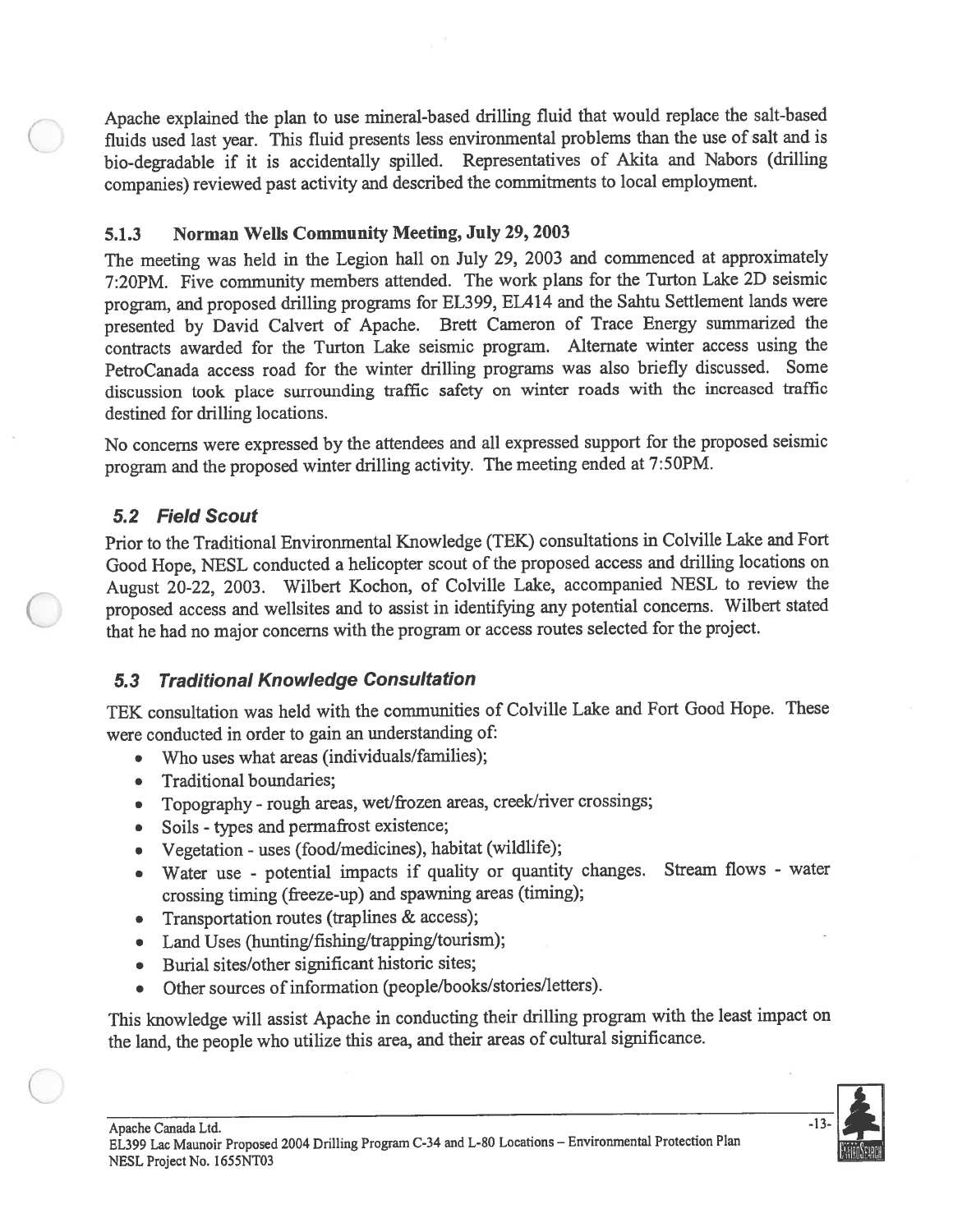Apache explained the plan to use mineral-based drilling fluid that would replace the salt-based fluids used last year. This fluid presents less environmental problems than the use of salt and is bio-degradable if it is accidentally spilled. Representatives of Akita and Nabors (drilling companies) reviewed past activity and described the commitments to local employment.

### 5.1.3 Norman Wells Community Meeting, July 29, 2003

The meeting was held in the Legion hall on July 29, 2003 and commenced at approximately 7:20PM. Five community members attended. The work plans for the Turton Lake 2D seismic program, and proposed drilling programs for EL399, EL414 and the Sahtu Settlement lands were presented by David Calvert of Apache. Brett Cameron of Trace Energy summarized the contracts awarded for the Turton Lake seismic program. Alternate winter access using the PetroCanada access road for the winter drilling programs was also briefly discussed. Some discussion took place surrounding traffic safety on winter roads with the increased traffic destined for drilling locations.

No concerns were expressed by the attendees and all expressed support for the proposed seismic program and the proposed winter drilling activity. The meeting ended at 7:50PM.

## *5.2 Field Scout*

Prior to the Traditional Environmental Knowledge (TEK) consultations in Colville Lake and Fort Good Hope, NESL conducted a helicopter scout of the proposed access and drilling locations on August 20-22, 2003. Wilbert Kochon, of Colville Lake, accompanied NESL to review the proposed access and wellsites and to assist in identifying any potential concerns. Wilbert stated that he had no major concerns with the program or access routes selected for the project.

## *5.3 Traditional Knowledge Consultation*

TEK consultation was held with the communities of Colville Lake and Fort Good Hope. These were conducted in order to gain an understanding of:

- Who uses what areas (individuals/families);
- Traditional boundaries;
- Topography - rough areas, wet/frozen areas, creek/river crossings;
- Soils - types and permafrost existence;
- Vegetation - uses (food/medicines), habitat (wildlife);
- Water use - potential impacts if quality or quantity changes. Stream flows - water crossing timing (freeze-up) and spawning areas (timing);
- Transportation routes (traplines & access);
- Land Uses (hunting/fishing/trapping/tourism);
- Burial sites/other significant historic sites;
- Other sources of information (people/books/stories/letters).

This knowledge will assist Apache in conducting their drilling program with the least impact on the land, the people who utilize this area, and their areas of cultural significance.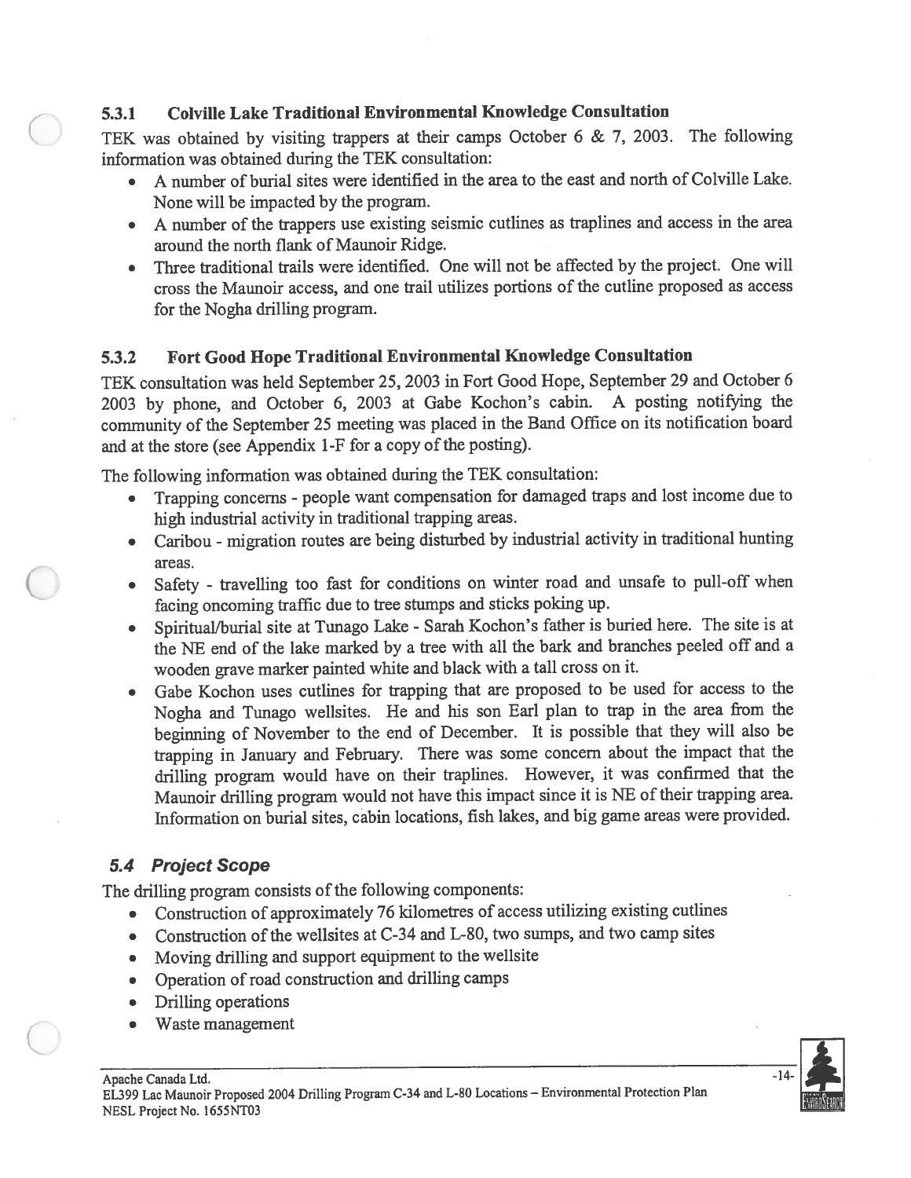### 5.3.1 Colville Lake Traditional Environmental Knowledge Consultation

TEK was obtained by visiting trappers at their camps October 6 & 7, 2003. The following information was obtained during the TEK consultation:

- A number of burial sites were identified in the area to the east and north of Colville Lake. None will be impacted by the program.
- A number of the trappers use existing seismic cutlines as traplines and access in the area around the north flank of Maunoir Ridge.
- Three traditional trails were identified. One will not be affected by the project. One will cross the Maunoir access, and one trail utilizes portions of the cutline proposed as access for the Nogha drilling program.

### 5.3.2 Fort Good Hope Traditional Environmental Knowledge Consultation

TEK consultation was held September 25, 2003 in Fort Good Hope, September 29 and October 6 2003 by phone, and October 6, 2003 at Gabe Kochon's cabin. A posting notifying the community of the September 25 meeting was placed in the Band Office on its notification board and at the store (see Appendix 1-F for a copy of the posting).

The following information was obtained during the TEK consultation:

- Trapping concerns - people want compensation for damaged traps and lost income due to high industrial activity in traditional trapping areas.
- Caribou - migration routes are being disturbed by industrial activity in traditional hunting areas.
- Safety - travelling too fast for conditions on winter road and unsafe to pull-off when facing oncoming traffic due to tree stumps and sticks poking up.
- Spiritual/burial site at Tunago Lake - Sarah Kochon's father is buried here. The site is at the NE end of the lake marked by a tree with all the bark and branches peeled off and a wooden grave marker painted white and black with a tall cross on it.
- Gabe Kochon uses cutlines for trapping that are proposed to be used for access to the Nogha and Tunago wellsites. He and his son Earl plan to trap in the area from the beginning of November to the end of December. It is possible that they will also be trapping in January and February. There was some concern about the impact that the drilling program would have on their traplines. However, it was confirmed that the Maunoir drilling program would not have this impact since it is NE of their trapping area. Information on burial sites, cabin locations, fish lakes, and big game areas were provided.

## 5.4 Project Scope

The drilling program consists of the following components:

- Construction of approximately 76 kilometres of access utilizing existing cutlines
- Construction of the wellsites at C-34 and L-80, two sumps, and two camp sites
- Moving drilling and support equipment to the wellsite
- Operation of road construction and drilling camps
- Drilling operations
- Waste management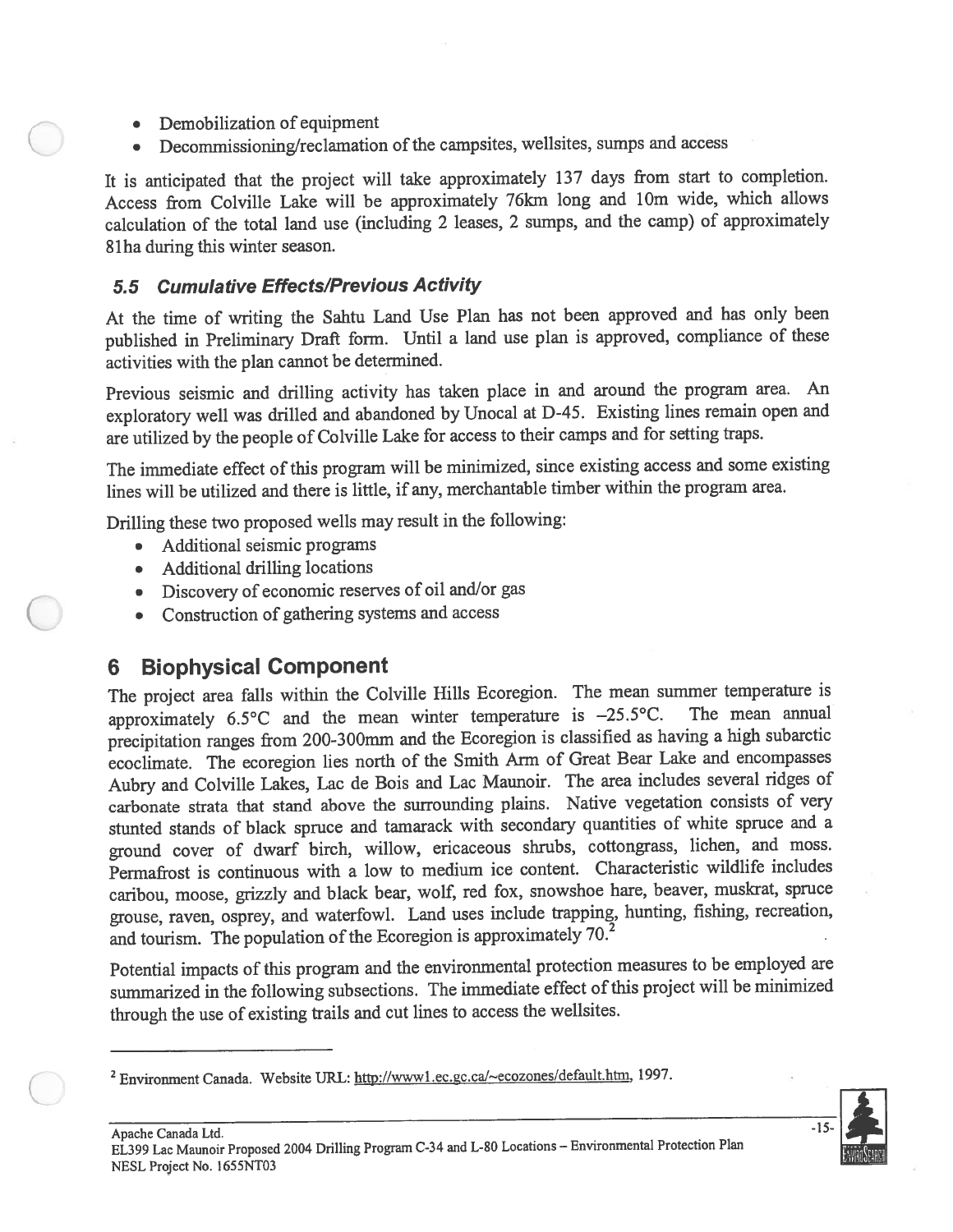- Demobilization of equipment
- Decommissioning/reclamation of the campsites, wellsites, sumps and access

It is anticipated that the project will take approximately 137 days from start to completion. Access from Colville Lake will be approximately 76km long and 10m wide, which allows calculation of the total land use (including 2 leases, 2 sumps, and the camp) of approximately 81ha during this winter season.

### *5.5 Cumulative Effects/Previous Activity*

At the time of writing the Sahtu Land Use Plan has not been approved and has only been published in Preliminary Draft form. Until a land use plan is approved, compliance of these activities with the plan cannot be determined.

Previous seismic and drilling activity has taken place in and around the program area. An exploratory well was drilled and abandoned by Unocal at D-45. Existing lines remain open and are utilized by the people of Colville Lake for access to their camps and for setting traps.

The immediate effect of this program will be minimized, since existing access and some existing lines will be utilized and there is little, if any, merchantable timber within the program area.

Drilling these two proposed wells may result in the following:

- Additional seismic programs
- Additional drilling locations
- Discovery of economic reserves of oil and/or gas
- Construction of gathering systems and access

## 6 Biophysical Component

The project area falls within the Colville Hills Ecoregion. The mean summer temperature is approximately 6.5°C and the mean winter temperature is –25.5°C. The mean annual precipitation ranges from 200-300mm and the Ecoregion is classified as having a high subarctic ecoclimate. The ecoregion lies north of the Smith Arm of Great Bear Lake and encompasses Aubry and Colville Lakes, Lac de Bois and Lac Maunoir. The area includes several ridges of carbonate strata that stand above the surrounding plains. Native vegetation consists of very stunted stands of black spruce and tamarack with secondary quantities of white spruce and a ground cover of dwarf birch, willow, ericaceous shrubs, cottongrass, lichen, and moss. Permafrost is continuous with a low to medium ice content. Characteristic wildlife includes caribou, moose, grizzly and black bear, wolf, red fox, snowshoe hare, beaver, muskrat, spruce grouse, raven, osprey, and waterfowl. Land uses include trapping, hunting, fishing, recreation, and tourism. The population of the Ecoregion is approximately 70.[2]

Potential impacts of this program and the environmental protection measures to be employed are summarized in the following subsections. The immediate effect of this project will be minimized through the use of existing trails and cut lines to access the wellsites.

---

[2] Environment Canada. Website URL: http://www1.ec.gc.ca/~ecozones/default.htm, 1997.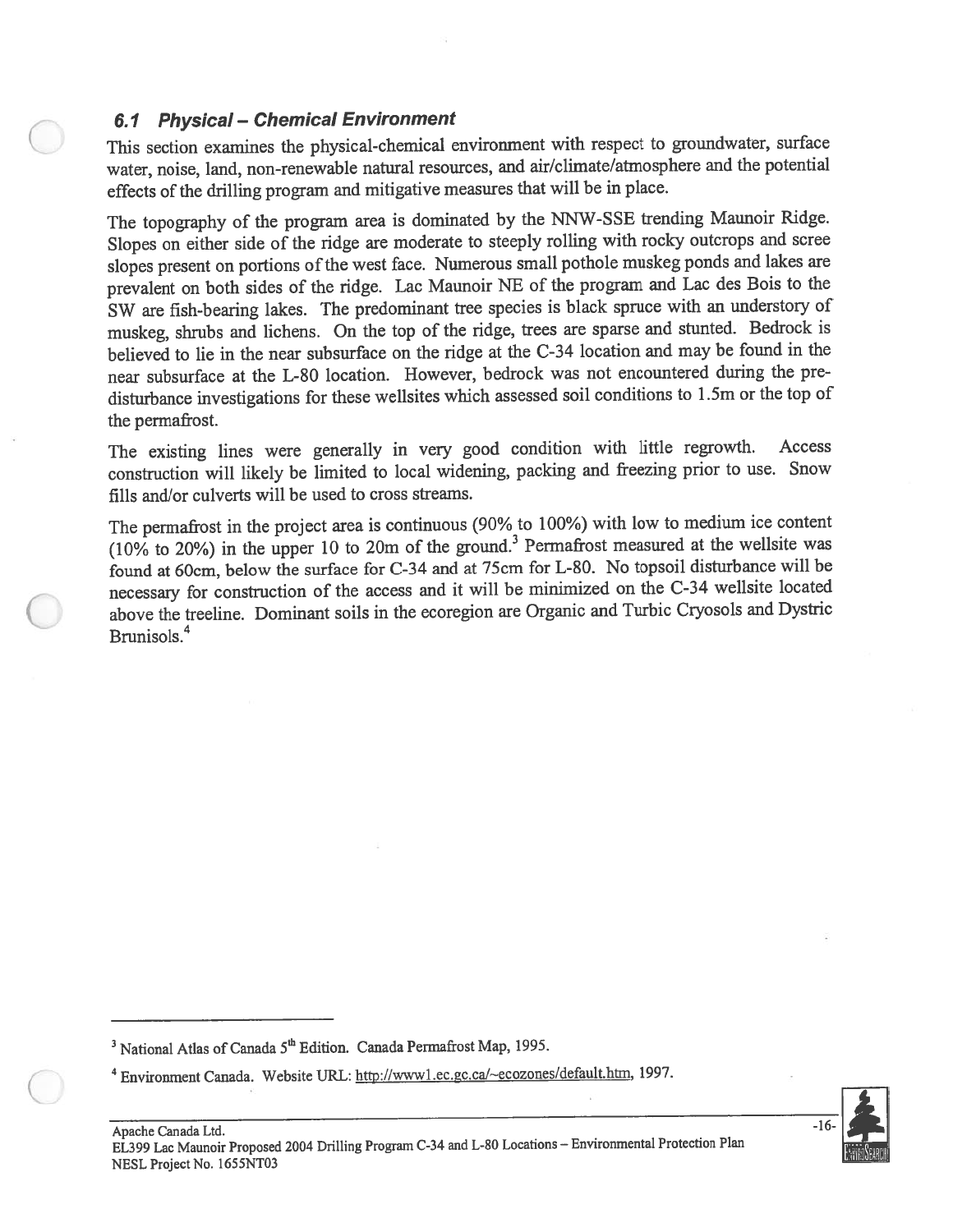### *6.1 Physical – Chemical Environment*

This section examines the physical-chemical environment with respect to groundwater, surface water, noise, land, non-renewable natural resources, and air/climate/atmosphere and the potential effects of the drilling program and mitigative measures that will be in place.

The topography of the program area is dominated by the NNW-SSE trending Maunoir Ridge. Slopes on either side of the ridge are moderate to steeply rolling with rocky outcrops and scree slopes present on portions of the west face. Numerous small pothole muskeg ponds and lakes are prevalent on both sides of the ridge. Lac Maunoir NE of the program and Lac des Bois to the SW are fish-bearing lakes. The predominant tree species is black spruce with an understory of muskeg, shrubs and lichens. On the top of the ridge, trees are sparse and stunted. Bedrock is believed to lie in the near subsurface on the ridge at the C-34 location and may be found in the near subsurface at the L-80 location. However, bedrock was not encountered during the pre-disturbance investigations for these wellsites which assessed soil conditions to 1.5m or the top of the permafrost.

The existing lines were generally in very good condition with little regrowth. Access construction will likely be limited to local widening, packing and freezing prior to use. Snow fills and/or culverts will be used to cross streams.

The permafrost in the project area is continuous (90% to 100%) with low to medium ice content (10% to 20%) in the upper 10 to 20m of the ground.[3] Permafrost measured at the wellsite was found at 60cm, below the surface for C-34 and at 75cm for L-80. No topsoil disturbance will be necessary for construction of the access and it will be minimized on the C-34 wellsite located above the treeline. Dominant soils in the ecoregion are Organic and Turbic Cryosols and Dystric Brunisols.[4]

---

[3] National Atlas of Canada 5[th] Edition. Canada Permafrost Map, 1995.

[4] Environment Canada. Website URL: http://www1.ec.gc.ca/~ecozones/default.htm, 1997.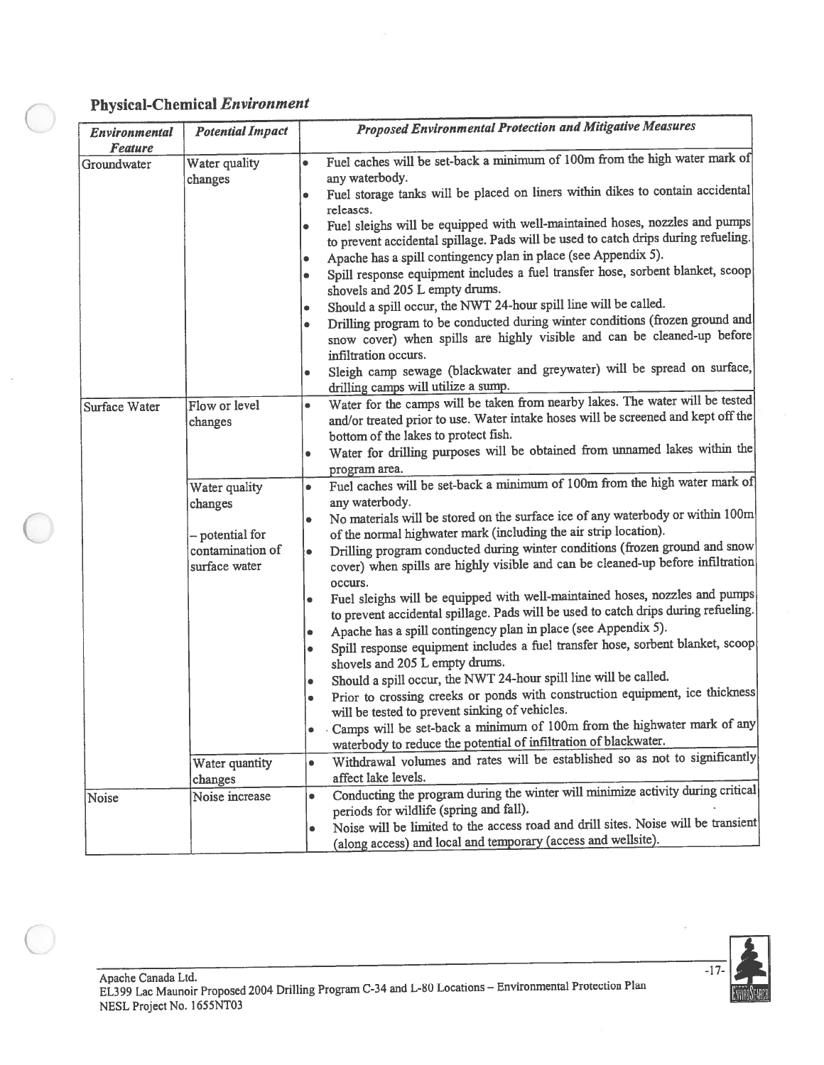## **Physical-Chemical *Environment***

| *Environmental Feature* | *Potential Impact* | *Proposed Environmental Protection and Mitigative Measures* |
|---|---|---|
| Groundwater | Water quality changes | • Fuel caches will be set-back a minimum of 100m from the high water mark of any waterbody.<br>• Fuel storage tanks will be placed on liners within dikes to contain accidental releases.<br>• Fuel sleighs will be equipped with well-maintained hoses, nozzles and pumps to prevent accidental spillage. Pads will be used to catch drips during refueling.<br>• Apache has a spill contingency plan in place (see Appendix 5).<br>• Spill response equipment includes a fuel transfer hose, sorbent blanket, scoop shovels and 205 L empty drums.<br>• Should a spill occur, the NWT 24-hour spill line will be called.<br>• Drilling program to be conducted during winter conditions (frozen ground and snow cover) when spills are highly visible and can be cleaned-up before infiltration occurs.<br>• Sleigh camp sewage (blackwater and greywater) will be spread on surface, drilling camps will utilize a sump. |
| Surface Water | Flow or level changes | • Water for the camps will be taken from nearby lakes. The water will be tested and/or treated prior to use. Water intake hoses will be screened and kept off the bottom of the lakes to protect fish.<br>• Water for drilling purposes will be obtained from unnamed lakes within the program area. |
| | Water quality changes<br><br>– potential for contamination of surface water | • Fuel caches will be set-back a minimum of 100m from the high water mark of any waterbody.<br>• No materials will be stored on the surface ice of any waterbody or within 100m of the normal highwater mark (including the air strip location).<br>• Drilling program conducted during winter conditions (frozen ground and snow cover) when spills are highly visible and can be cleaned-up before infiltration occurs.<br>• Fuel sleighs will be equipped with well-maintained hoses, nozzles and pumps to prevent accidental spillage. Pads will be used to catch drips during refueling.<br>• Apache has a spill contingency plan in place (see Appendix 5).<br>• Spill response equipment includes a fuel transfer hose, sorbent blanket, scoop shovels and 205 L empty drums.<br>• Should a spill occur, the NWT 24-hour spill line will be called.<br>• Prior to crossing creeks or ponds with construction equipment, ice thickness will be tested to prevent sinking of vehicles.<br>• Camps will be set-back a minimum of 100m from the highwater mark of any waterbody to reduce the potential of infiltration of blackwater. |
| | Water quantity changes | • Withdrawal volumes and rates will be established so as not to significantly affect lake levels. |
| Noise | Noise increase | • Conducting the program during the winter will minimize activity during critical periods for wildlife (spring and fall).<br>• Noise will be limited to the access road and drill sites. Noise will be transient (along access) and local and temporary (access and wellsite). |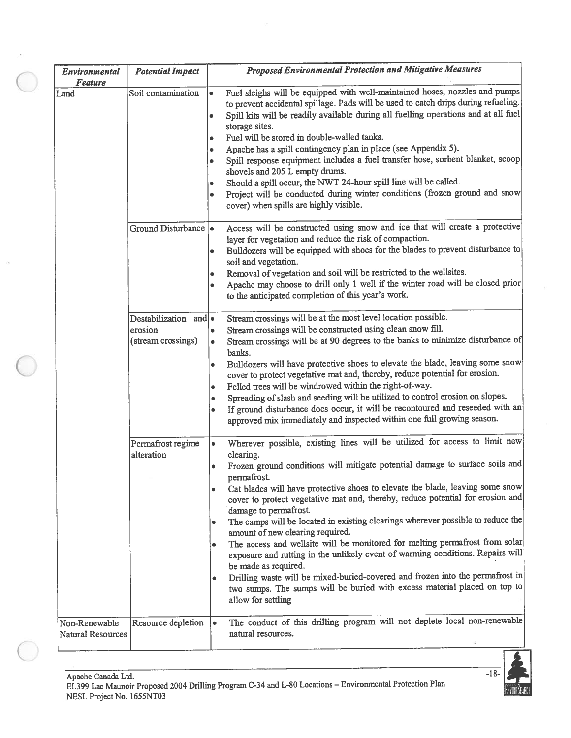| *Environmental Feature* | *Potential Impact* | *Proposed Environmental Protection and Mitigative Measures* |
|---|---|---|
| Land | Soil contamination | • Fuel sleighs will be equipped with well-maintained hoses, nozzles and pumps to prevent accidental spillage. Pads will be used to catch drips during refueling.<br>• Spill kits will be readily available during all fuelling operations and at all fuel storage sites.<br>• Fuel will be stored in double-walled tanks.<br>• Apache has a spill contingency plan in place (see Appendix 5).<br>• Spill response equipment includes a fuel transfer hose, sorbent blanket, scoop shovels and 205 L empty drums.<br>• Should a spill occur, the NWT 24-hour spill line will be called.<br>• Project will be conducted during winter conditions (frozen ground and snow cover) when spills are highly visible. |
| | Ground Disturbance | • Access will be constructed using snow and ice that will create a protective layer for vegetation and reduce the risk of compaction.<br>• Bulldozers will be equipped with shoes for the blades to prevent disturbance to soil and vegetation.<br>• Removal of vegetation and soil will be restricted to the wellsites.<br>• Apache may choose to drill only 1 well if the winter road will be closed prior to the anticipated completion of this year's work. |
| | Destabilization and erosion (stream crossings) | • Stream crossings will be at the most level location possible.<br>• Stream crossings will be constructed using clean snow fill.<br>• Stream crossings will be at 90 degrees to the banks to minimize disturbance of banks.<br>• Bulldozers will have protective shoes to elevate the blade, leaving some snow cover to protect vegetative mat and, thereby, reduce potential for erosion.<br>• Felled trees will be windrowed within the right-of-way.<br>• Spreading of slash and seeding will be utilized to control erosion on slopes.<br>• If ground disturbance does occur, it will be recontoured and reseeded with an approved mix immediately and inspected within one full growing season. |
| | Permafrost regime alteration | • Wherever possible, existing lines will be utilized for access to limit new clearing.<br>• Frozen ground conditions will mitigate potential damage to surface soils and permafrost.<br>• Cat blades will have protective shoes to elevate the blade, leaving some snow cover to protect vegetative mat and, thereby, reduce potential for erosion and damage to permafrost.<br>• The camps will be located in existing clearings wherever possible to reduce the amount of new clearing required.<br>• The access and wellsite will be monitored for melting permafrost from solar exposure and rutting in the unlikely event of warming conditions. Repairs will be made as required.<br>• Drilling waste will be mixed-buried-covered and frozen into the permafrost in two sumps. The sumps will be buried with excess material placed on top to allow for settling |
| Non-Renewable Natural Resources | Resource depletion | • The conduct of this drilling program will not deplete local non-renewable natural resources. |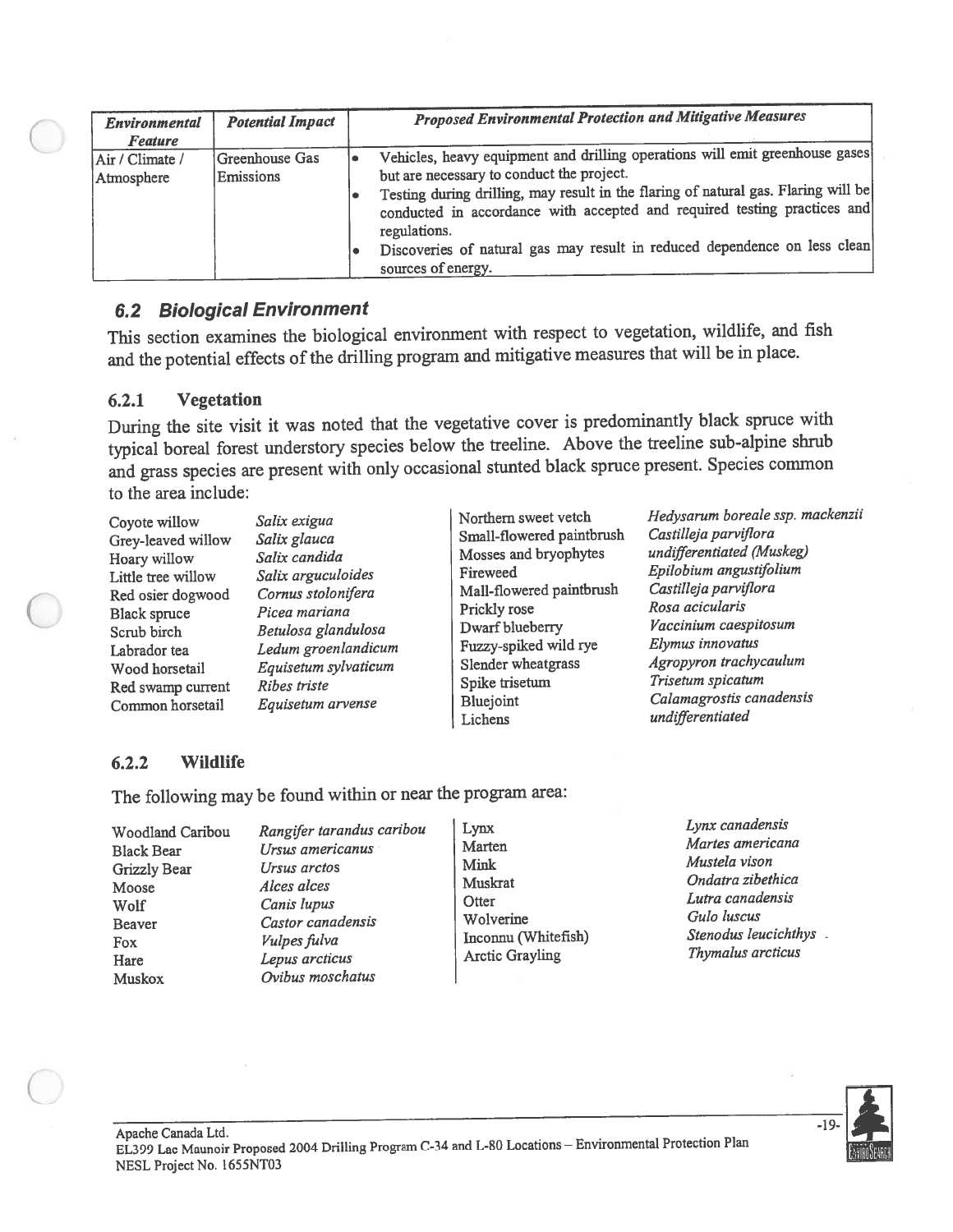| *Environmental Feature* | *Potential Impact* | *Proposed Environmental Protection and Mitigative Measures* |
|---|---|---|
| Air / Climate / Atmosphere | Greenhouse Gas Emissions | • Vehicles, heavy equipment and drilling operations will emit greenhouse gases but are necessary to conduct the project.<br>• Testing during drilling, may result in the flaring of natural gas. Flaring will be conducted in accordance with accepted and required testing practices and regulations.<br>• Discoveries of natural gas may result in reduced dependence on less clean sources of energy. |

## *6.2 Biological Environment*

This section examines the biological environment with respect to vegetation, wildlife, and fish and the potential effects of the drilling program and mitigative measures that will be in place.

### 6.2.1 Vegetation

During the site visit it was noted that the vegetative cover is predominantly black spruce with typical boreal forest understory species below the treeline. Above the treeline sub-alpine shrub and grass species are present with only occasional stunted black spruce present. Species common to the area include:

| | |
|---|---|
| Coyote willow | *Salix exigua* |
| Grey-leaved willow | *Salix glauca* |
| Hoary willow | *Salix candida* |
| Little tree willow | *Salix arguculoides* |
| Red osier dogwood | *Cornus stolonifera* |
| Black spruce | *Picea mariana* |
| Scrub birch | *Betulosa glandulosa* |
| Labrador tea | *Ledum groenlandicum* |
| Wood horsetail | *Equisetum sylvaticum* |
| Red swamp current | *Ribes triste* |
| Common horsetail | *Equisetum arvense* |
| Northern sweet vetch | *Hedysarum boreale ssp. mackenzii* |
| Small-flowered paintbrush | *Castilleja parviflora* |
| Mosses and bryophytes | *undifferentiated (Muskeg)* |
| Fireweed | *Epilobium angustifolium* |
| Mall-flowered paintbrush | *Castilleja parviflora* |
| Prickly rose | *Rosa acicularis* |
| Dwarf blueberry | *Vaccinium caespitosum* |
| Fuzzy-spiked wild rye | *Elymus innovatus* |
| Slender wheatgrass | *Agropyron trachycaulum* |
| Spike trisetum | *Trisetum spicatum* |
| Bluejoint | *Calamagrostis canadensis* |
| Lichens | *undifferentiated* |

### 6.2.2 Wildlife

The following may be found within or near the program area:

| | |
|---|---|
| Woodland Caribou | *Rangifer tarandus caribou* |
| Black Bear | *Ursus americanus* |
| Grizzly Bear | *Ursus arctos* |
| Moose | *Alces alces* |
| Wolf | *Canis lupus* |
| Beaver | *Castor canadensis* |
| Fox | *Vulpes fulva* |
| Hare | *Lepus arcticus* |
| Muskox | *Ovibus moschatus* |
| Lynx | *Lynx canadensis* |
| Marten | *Martes americana* |
| Mink | *Mustela vison* |
| Muskrat | *Ondatra zibethica* |
| Otter | *Lutra canadensis* |
| Wolverine | *Gulo luscus* |
| Inconnu (Whitefish) | *Stenodus leucichthys* |
| Arctic Grayling | *Thymalus arcticus* |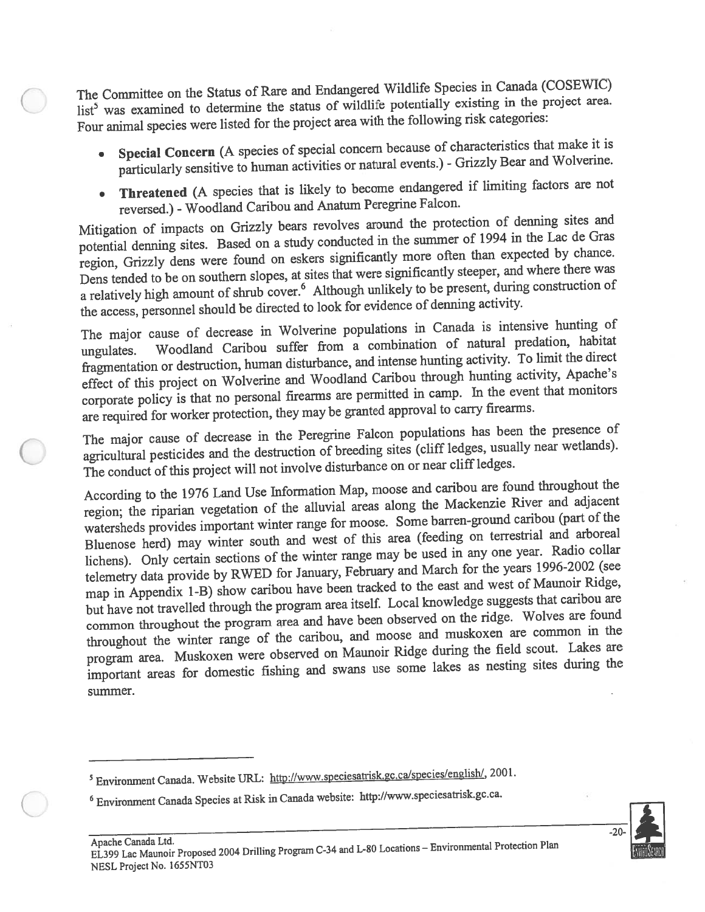The Committee on the Status of Rare and Endangered Wildlife Species in Canada (COSEWIC) list[5] was examined to determine the status of wildlife potentially existing in the project area. Four animal species were listed for the project area with the following risk categories:

- **Special Concern** (A species of special concern because of characteristics that make it is particularly sensitive to human activities or natural events.) - Grizzly Bear and Wolverine.
- **Threatened** (A species that is likely to become endangered if limiting factors are not reversed.) - Woodland Caribou and Anatum Peregrine Falcon.

Mitigation of impacts on Grizzly bears revolves around the protection of denning sites and potential denning sites. Based on a study conducted in the summer of 1994 in the Lac de Gras region, Grizzly dens were found on eskers significantly more often than expected by chance. Dens tended to be on southern slopes, at sites that were significantly steeper, and where there was a relatively high amount of shrub cover.[6] Although unlikely to be present, during construction of the access, personnel should be directed to look for evidence of denning activity.

The major cause of decrease in Wolverine populations in Canada is intensive hunting of ungulates. Woodland Caribou suffer from a combination of natural predation, habitat fragmentation or destruction, human disturbance, and intense hunting activity. To limit the direct effect of this project on Wolverine and Woodland Caribou through hunting activity, Apache's corporate policy is that no personal firearms are permitted in camp. In the event that monitors are required for worker protection, they may be granted approval to carry firearms.

The major cause of decrease in the Peregrine Falcon populations has been the presence of agricultural pesticides and the destruction of breeding sites (cliff ledges, usually near wetlands). The conduct of this project will not involve disturbance on or near cliff ledges.

According to the 1976 Land Use Information Map, moose and caribou are found throughout the region; the riparian vegetation of the alluvial areas along the Mackenzie River and adjacent watersheds provides important winter range for moose. Some barren-ground caribou (part of the Bluenose herd) may winter south and west of this area (feeding on terrestrial and arboreal lichens). Only certain sections of the winter range may be used in any one year. Radio collar telemetry data provide by RWED for January, February and March for the years 1996-2002 (see map in Appendix 1-B) show caribou have been tracked to the east and west of Maunoir Ridge, but have not travelled through the program area itself. Local knowledge suggests that caribou are common throughout the program area and have been observed on the ridge. Wolves are found throughout the winter range of the caribou, and moose and muskoxen are common in the program area. Muskoxen were observed on Maunoir Ridge during the field scout. Lakes are important areas for domestic fishing and swans use some lakes as nesting sites during the summer.

---

[5] Environment Canada. Website URL: http://www.speciesatrisk.gc.ca/species/english/, 2001.

[6] Environment Canada Species at Risk in Canada website: http://www.speciesatrisk.gc.ca.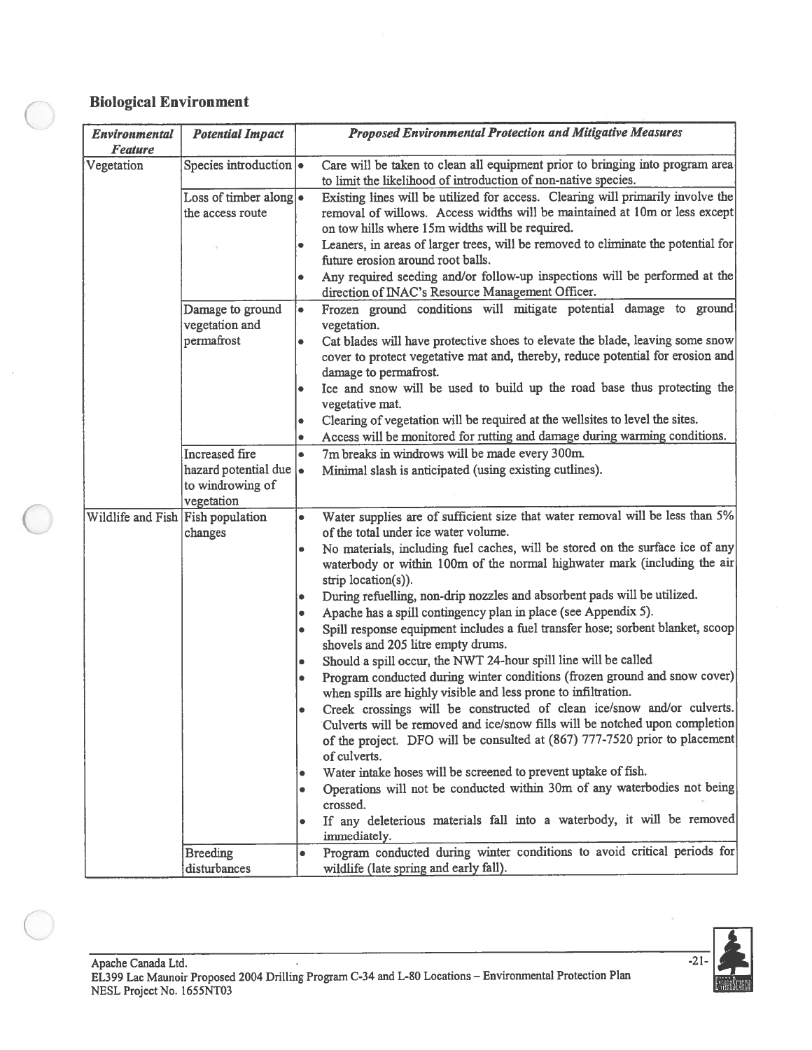## Biological Environment

| *Environmental Feature* | *Potential Impact* | *Proposed Environmental Protection and Mitigative Measures* |
|---|---|---|
| Vegetation | Species introduction | • Care will be taken to clean all equipment prior to bringing into program area to limit the likelihood of introduction of non-native species. |
| | Loss of timber along the access route | • Existing lines will be utilized for access. Clearing will primarily involve the removal of willows. Access widths will be maintained at 10m or less except on tow hills where 15m widths will be required.<br>• Leaners, in areas of larger trees, will be removed to eliminate the potential for future erosion around root balls.<br>• Any required seeding and/or follow-up inspections will be performed at the direction of INAC's Resource Management Officer. |
| | Damage to ground vegetation and permafrost | • Frozen ground conditions will mitigate potential damage to ground vegetation.<br>• Cat blades will have protective shoes to elevate the blade, leaving some snow cover to protect vegetative mat and, thereby, reduce potential for erosion and damage to permafrost.<br>• Ice and snow will be used to build up the road base thus protecting the vegetative mat.<br>• Clearing of vegetation will be required at the wellsites to level the sites.<br>• Access will be monitored for rutting and damage during warming conditions. |
| | Increased fire hazard potential due to windrowing of vegetation | • 7m breaks in windrows will be made every 300m.<br>• Minimal slash is anticipated (using existing cutlines). |
| Wildlife and Fish | Fish population changes | • Water supplies are of sufficient size that water removal will be less than 5% of the total under ice water volume.<br>• No materials, including fuel caches, will be stored on the surface ice of any waterbody or within 100m of the normal highwater mark (including the air strip location(s)).<br>• During refuelling, non-drip nozzles and absorbent pads will be utilized.<br>• Apache has a spill contingency plan in place (see Appendix 5).<br>• Spill response equipment includes a fuel transfer hose; sorbent blanket, scoop shovels and 205 litre empty drums.<br>• Should a spill occur, the NWT 24-hour spill line will be called<br>• Program conducted during winter conditions (frozen ground and snow cover) when spills are highly visible and less prone to infiltration.<br>• Creek crossings will be constructed of clean ice/snow and/or culverts. Culverts will be removed and ice/snow fills will be notched upon completion of the project. DFO will be consulted at (867) 777-7520 prior to placement of culverts.<br>• Water intake hoses will be screened to prevent uptake of fish.<br>• Operations will not be conducted within 30m of any waterbodies not being crossed.<br>• If any deleterious materials fall into a waterbody, it will be removed immediately. |
| | Breeding disturbances | • Program conducted during winter conditions to avoid critical periods for wildlife (late spring and early fall). |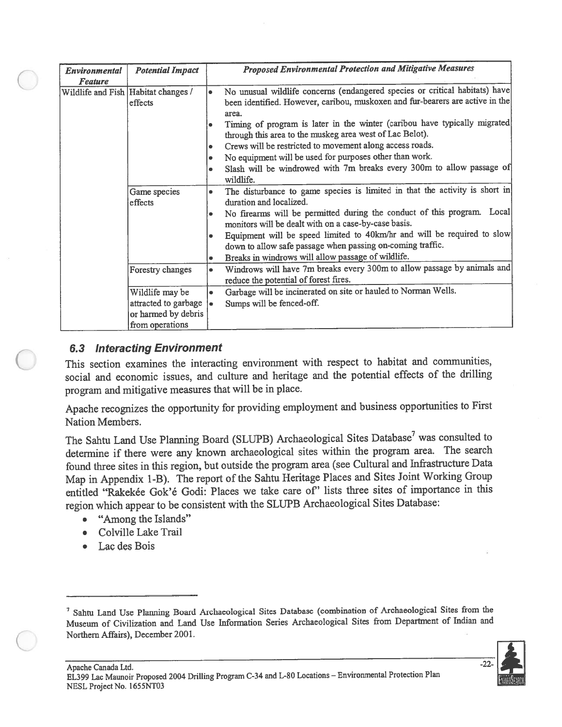| *Environmental Feature* | *Potential Impact* | *Proposed Environmental Protection and Mitigative Measures* |
|---|---|---|
| Wildlife and Fish | Habitat changes / effects | • No unusual wildlife concerns (endangered species or critical habitats) have been identified. However, caribou, muskoxen and fur-bearers are active in the area.<br>• Timing of program is later in the winter (caribou have typically migrated through this area to the muskeg area west of Lac Belot).<br>• Crews will be restricted to movement along access roads.<br>• No equipment will be used for purposes other than work.<br>• Slash will be windrowed with 7m breaks every 300m to allow passage of wildlife. |
| | Game species effects | • The disturbance to game species is limited in that the activity is short in duration and localized.<br>• No firearms will be permitted during the conduct of this program. Local monitors will be dealt with on a case-by-case basis.<br>• Equipment will be speed limited to 40km/hr and will be required to slow down to allow safe passage when passing on-coming traffic.<br>• Breaks in windrows will allow passage of wildlife. |
| | Forestry changes | • Windrows will have 7m breaks every 300m to allow passage by animals and reduce the potential of forest fires. |
| | Wildlife may be attracted to garbage or harmed by debris from operations | • Garbage will be incinerated on site or hauled to Norman Wells.<br>• Sumps will be fenced-off. |

### 6.3 Interacting Environment

This section examines the interacting environment with respect to habitat and communities, social and economic issues, and culture and heritage and the potential effects of the drilling program and mitigative measures that will be in place.

Apache recognizes the opportunity for providing employment and business opportunities to First Nation Members.

The Sahtu Land Use Planning Board (SLUPB) Archaeological Sites Database[7] was consulted to determine if there were any known archaeological sites within the program area. The search found three sites in this region, but outside the program area (see Cultural and Infrastructure Data Map in Appendix 1-B). The report of the Sahtu Heritage Places and Sites Joint Working Group entitled "Rakekée Gok'é Godi: Places we take care of" lists three sites of importance in this region which appear to be consistent with the SLUPB Archaeological Sites Database:

- "Among the Islands"
- Colville Lake Trail
- Lac des Bois

[7] Sahtu Land Use Planning Board Archaeological Sites Database (combination of Archaeological Sites from the Museum of Civilization and Land Use Information Series Archaeological Sites from Department of Indian and Northern Affairs), December 2001.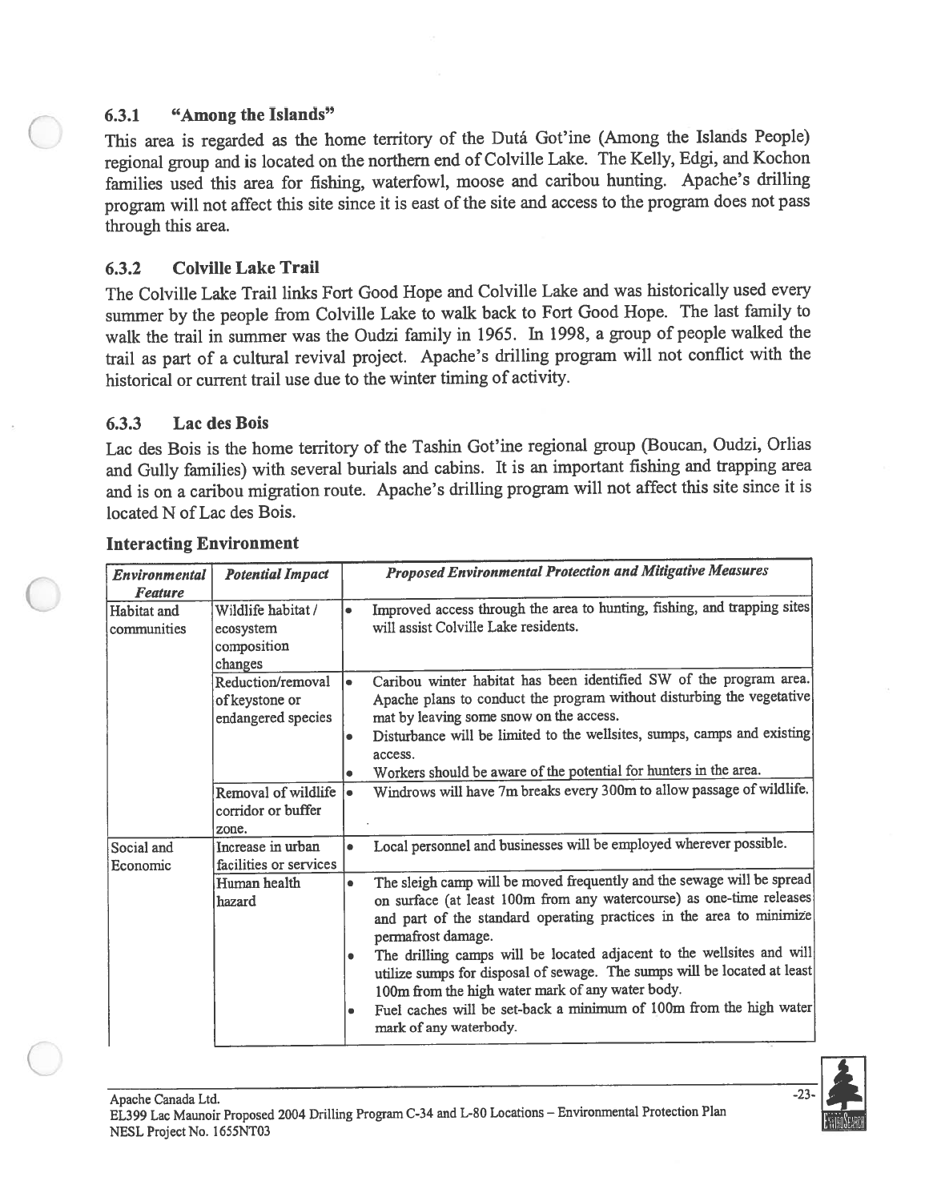### 6.3.1 "Among the Islands"

This area is regarded as the home territory of the Dutá Got'ine (Among the Islands People) regional group and is located on the northern end of Colville Lake. The Kelly, Edgi, and Kochon families used this area for fishing, waterfowl, moose and caribou hunting. Apache's drilling program will not affect this site since it is east of the site and access to the program does not pass through this area.

### 6.3.2 Colville Lake Trail

The Colville Lake Trail links Fort Good Hope and Colville Lake and was historically used every summer by the people from Colville Lake to walk back to Fort Good Hope. The last family to walk the trail in summer was the Oudzi family in 1965. In 1998, a group of people walked the trail as part of a cultural revival project. Apache's drilling program will not conflict with the historical or current trail use due to the winter timing of activity.

### 6.3.3 Lac des Bois

Lac des Bois is the home territory of the Tashin Got'ine regional group (Boucan, Oudzi, Orlias and Gully families) with several burials and cabins. It is an important fishing and trapping area and is on a caribou migration route. Apache's drilling program will not affect this site since it is located N of Lac des Bois.

**Interacting Environment**

| *Environmental Feature* | *Potential Impact* | *Proposed Environmental Protection and Mitigative Measures* |
|---|---|---|
| Habitat and communities | Wildlife habitat / ecosystem composition changes | • Improved access through the area to hunting, fishing, and trapping sites will assist Colville Lake residents. |
| | Reduction/removal of keystone or endangered species | • Caribou winter habitat has been identified SW of the program area. Apache plans to conduct the program without disturbing the vegetative mat by leaving some snow on the access.<br>• Disturbance will be limited to the wellsites, sumps, camps and existing access.<br>• Workers should be aware of the potential for hunters in the area. |
| | Removal of wildlife corridor or buffer zone. | • Windrows will have 7m breaks every 300m to allow passage of wildlife. |
| Social and Economic | Increase in urban facilities or services | • Local personnel and businesses will be employed wherever possible. |
| | Human health hazard | • The sleigh camp will be moved frequently and the sewage will be spread on surface (at least 100m from any watercourse) as one-time releases and part of the standard operating practices in the area to minimize permafrost damage.<br>• The drilling camps will be located adjacent to the wellsites and will utilize sumps for disposal of sewage. The sumps will be located at least 100m from the high water mark of any water body.<br>• Fuel caches will be set-back a minimum of 100m from the high water mark of any waterbody. |

Apache Canada Ltd.
EL399 Lac Maunoir Proposed 2004 Drilling Program C-34 and L-80 Locations – Environmental Protection Plan
NESL Project No. 1655NT03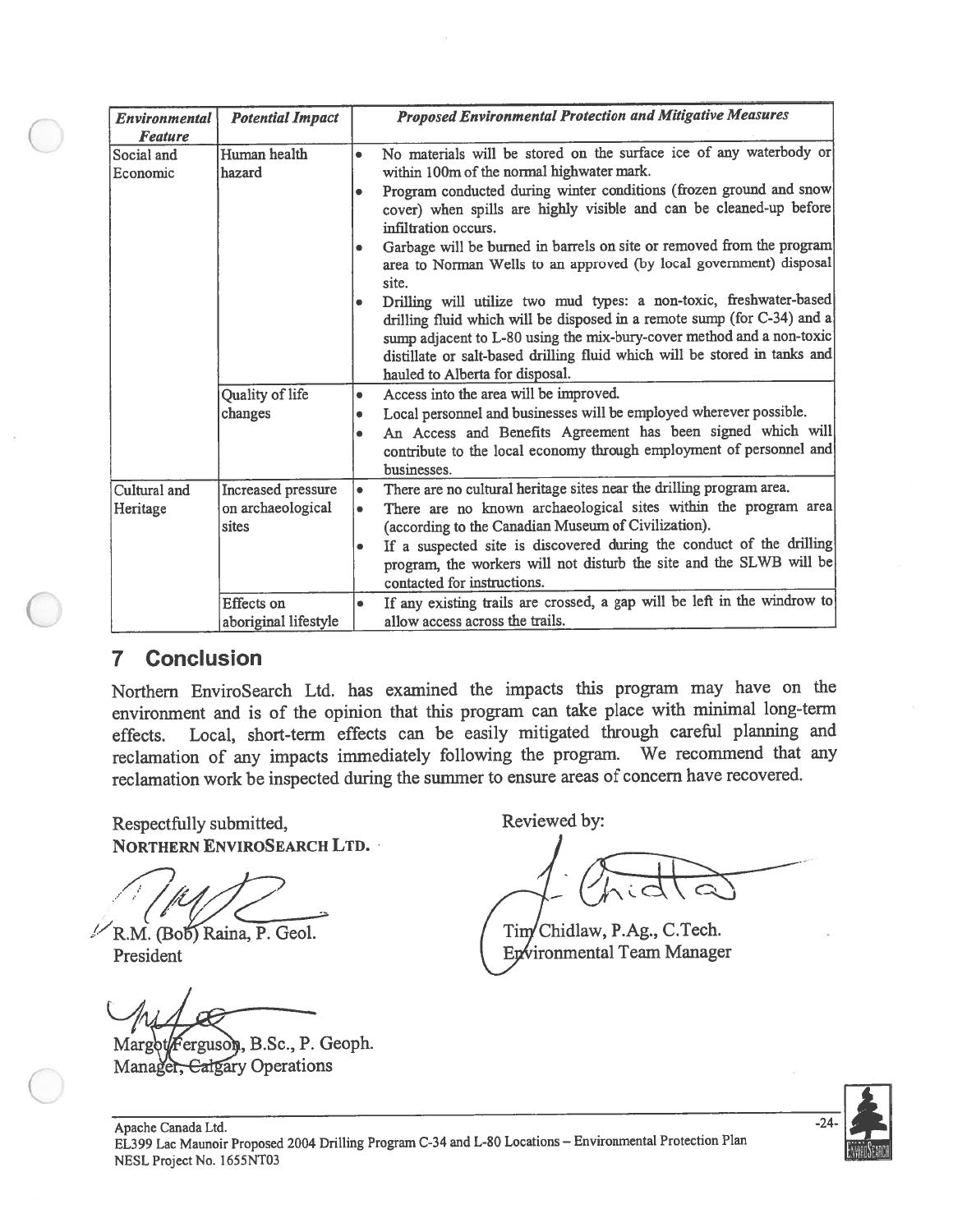| *Environmental Feature* | *Potential Impact* | *Proposed Environmental Protection and Mitigative Measures* |
|---|---|---|
| Social and Economic | Human health hazard | • No materials will be stored on the surface ice of any waterbody or within 100m of the normal highwater mark.<br>• Program conducted during winter conditions (frozen ground and snow cover) when spills are highly visible and can be cleaned-up before infiltration occurs.<br>• Garbage will be burned in barrels on site or removed from the program area to Norman Wells to an approved (by local government) disposal site.<br>• Drilling will utilize two mud types: a non-toxic, freshwater-based drilling fluid which will be disposed in a remote sump (for C-34) and a sump adjacent to L-80 using the mix-bury-cover method and a non-toxic distillate or salt-based drilling fluid which will be stored in tanks and hauled to Alberta for disposal. |
| | Quality of life changes | • Access into the area will be improved.<br>• Local personnel and businesses will be employed wherever possible.<br>• An Access and Benefits Agreement has been signed which will contribute to the local economy through employment of personnel and businesses. |
| Cultural and Heritage | Increased pressure on archaeological sites | • There are no cultural heritage sites near the drilling program area.<br>• There are no known archaeological sites within the program area (according to the Canadian Museum of Civilization).<br>• If a suspected site is discovered during the conduct of the drilling program, the workers will not disturb the site and the SLWB will be contacted for instructions. |
| | Effects on aboriginal lifestyle | • If any existing trails are crossed, a gap will be left in the windrow to allow access across the trails. |

## 7 Conclusion

Northern EnviroSearch Ltd. has examined the impacts this program may have on the environment and is of the opinion that this program can take place with minimal long-term effects. Local, short-term effects can be easily mitigated through careful planning and reclamation of any impacts immediately following the program. We recommend that any reclamation work be inspected during the summer to ensure areas of concern have recovered.

Respectfully submitted,
**NORTHERN ENVIROSEARCH LTD.**

R.M. (Bob) Raina, P. Geol.
President

Margot Ferguson, B.Sc., P. Geoph.
Manager, Calgary Operations

Reviewed by:

Tim Chidlaw, P.Ag., C.Tech.
Environmental Team Manager